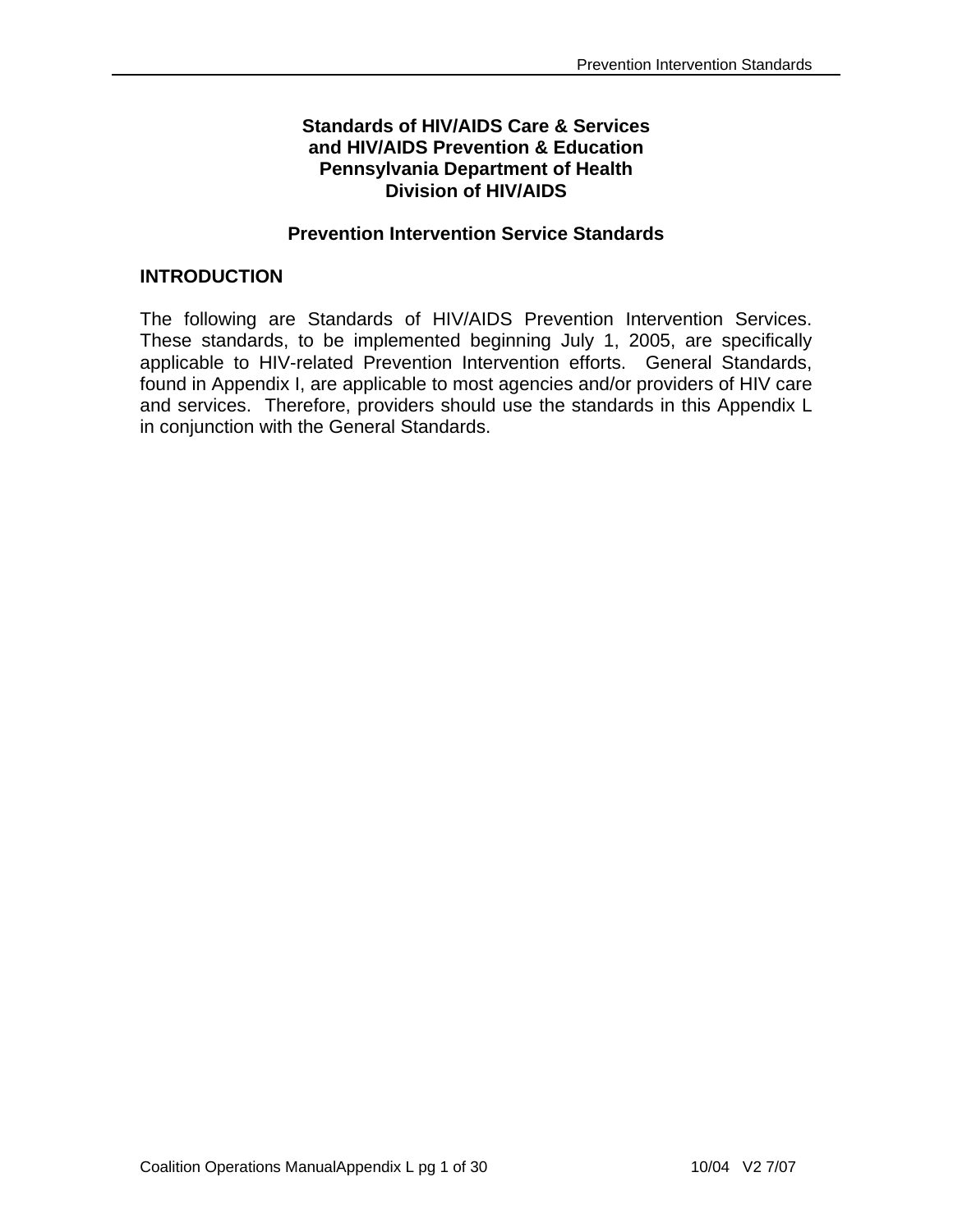**Standards of HIV/AIDS Care & Services**
**and HIV/AIDS Prevention & Education**
**Pennsylvania Department of Health**
**Division of HIV/AIDS**

**Prevention Intervention Service Standards**

## INTRODUCTION

The following are Standards of HIV/AIDS Prevention Intervention Services. These standards, to be implemented beginning July 1, 2005, are specifically applicable to HIV-related Prevention Intervention efforts. General Standards, found in Appendix I, are applicable to most agencies and/or providers of HIV care and services. Therefore, providers should use the standards in this Appendix L in conjunction with the General Standards.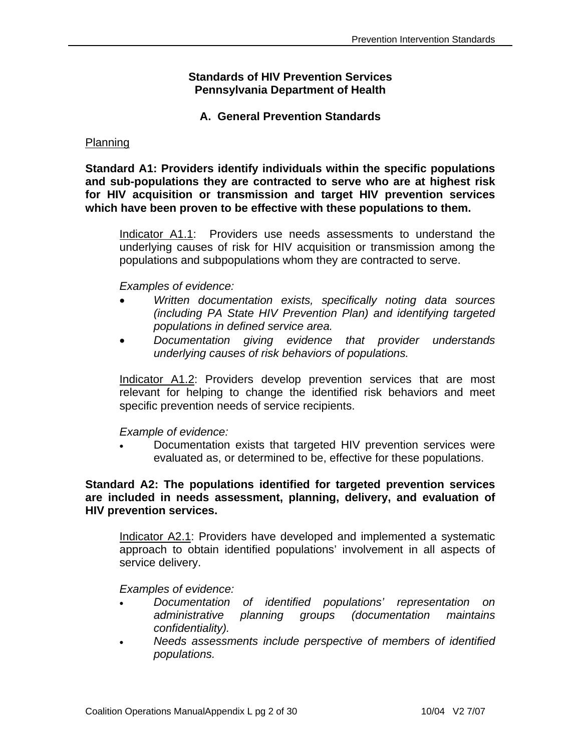**Standards of HIV Prevention Services**
**Pennsylvania Department of Health**

## A. General Prevention Standards

Planning

**Standard A1: Providers identify individuals within the specific populations and sub-populations they are contracted to serve who are at highest risk for HIV acquisition or transmission and target HIV prevention services which have been proven to be effective with these populations to them.**

Indicator A1.1: Providers use needs assessments to understand the underlying causes of risk for HIV acquisition or transmission among the populations and subpopulations whom they are contracted to serve.

*Examples of evidence:*

- *Written documentation exists, specifically noting data sources (including PA State HIV Prevention Plan) and identifying targeted populations in defined service area.*
- *Documentation giving evidence that provider understands underlying causes of risk behaviors of populations.*

Indicator A1.2: Providers develop prevention services that are most relevant for helping to change the identified risk behaviors and meet specific prevention needs of service recipients.

*Example of evidence:*

- Documentation exists that targeted HIV prevention services were evaluated as, or determined to be, effective for these populations.

**Standard A2: The populations identified for targeted prevention services are included in needs assessment, planning, delivery, and evaluation of HIV prevention services.**

Indicator A2.1: Providers have developed and implemented a systematic approach to obtain identified populations' involvement in all aspects of service delivery.

*Examples of evidence:*

- *Documentation of identified populations' representation on administrative planning groups (documentation maintains confidentiality).*
- *Needs assessments include perspective of members of identified populations.*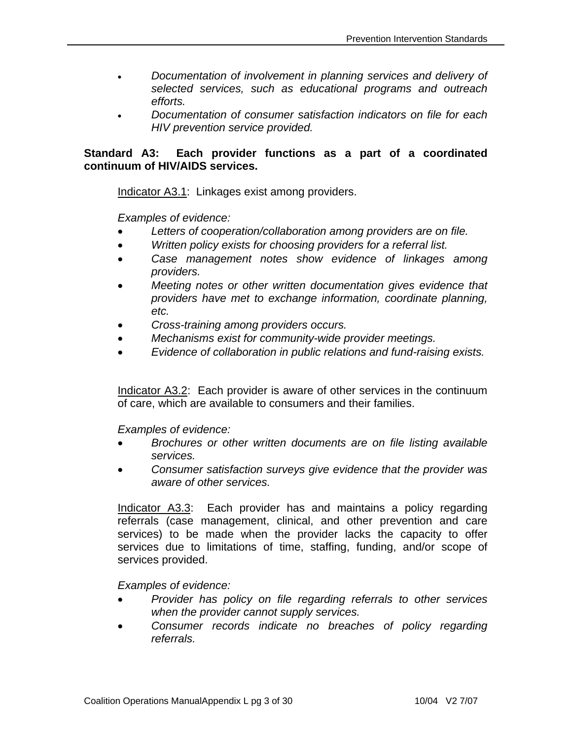- *Documentation of involvement in planning services and delivery of selected services, such as educational programs and outreach efforts.*
- *Documentation of consumer satisfaction indicators on file for each HIV prevention service provided.*

**Standard A3: Each provider functions as a part of a coordinated continuum of HIV/AIDS services.**

<u>Indicator A3.1</u>: Linkages exist among providers.

*Examples of evidence:*

- *Letters of cooperation/collaboration among providers are on file.*
- *Written policy exists for choosing providers for a referral list.*
- *Case management notes show evidence of linkages among providers.*
- *Meeting notes or other written documentation gives evidence that providers have met to exchange information, coordinate planning, etc.*
- *Cross-training among providers occurs.*
- *Mechanisms exist for community-wide provider meetings.*
- *Evidence of collaboration in public relations and fund-raising exists.*

<u>Indicator A3.2</u>: Each provider is aware of other services in the continuum of care, which are available to consumers and their families.

*Examples of evidence:*

- *Brochures or other written documents are on file listing available services.*
- *Consumer satisfaction surveys give evidence that the provider was aware of other services.*

<u>Indicator A3.3</u>: Each provider has and maintains a policy regarding referrals (case management, clinical, and other prevention and care services) to be made when the provider lacks the capacity to offer services due to limitations of time, staffing, funding, and/or scope of services provided.

*Examples of evidence:*

- *Provider has policy on file regarding referrals to other services when the provider cannot supply services.*
- *Consumer records indicate no breaches of policy regarding referrals.*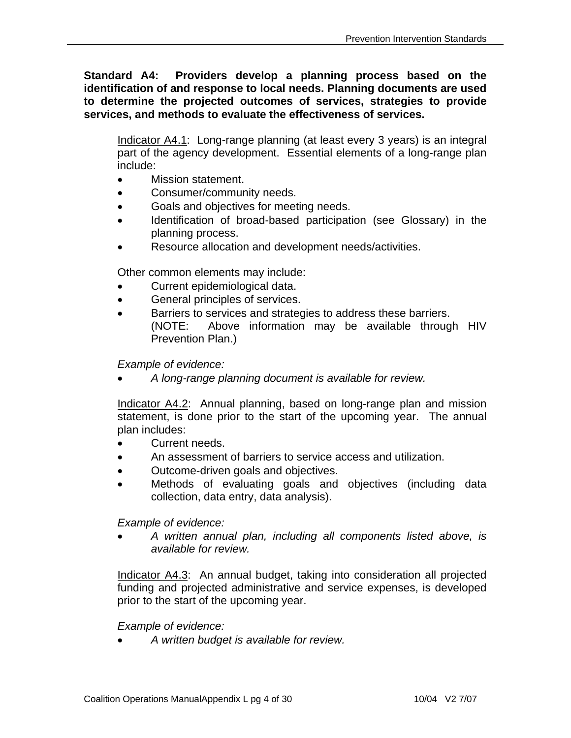**Standard A4: Providers develop a planning process based on the identification of and response to local needs. Planning documents are used to determine the projected outcomes of services, strategies to provide services, and methods to evaluate the effectiveness of services.**

Indicator A4.1: Long-range planning (at least every 3 years) is an integral part of the agency development. Essential elements of a long-range plan include:

- Mission statement.
- Consumer/community needs.
- Goals and objectives for meeting needs.
- Identification of broad-based participation (see Glossary) in the planning process.
- Resource allocation and development needs/activities.

Other common elements may include:

- Current epidemiological data.
- General principles of services.
- Barriers to services and strategies to address these barriers.
  (NOTE: Above information may be available through HIV Prevention Plan.)

*Example of evidence:*

- *A long-range planning document is available for review.*

Indicator A4.2: Annual planning, based on long-range plan and mission statement, is done prior to the start of the upcoming year. The annual plan includes:

- Current needs.
- An assessment of barriers to service access and utilization.
- Outcome-driven goals and objectives.
- Methods of evaluating goals and objectives (including data collection, data entry, data analysis).

*Example of evidence:*

- *A written annual plan, including all components listed above, is available for review.*

Indicator A4.3: An annual budget, taking into consideration all projected funding and projected administrative and service expenses, is developed prior to the start of the upcoming year.

*Example of evidence:*

- *A written budget is available for review.*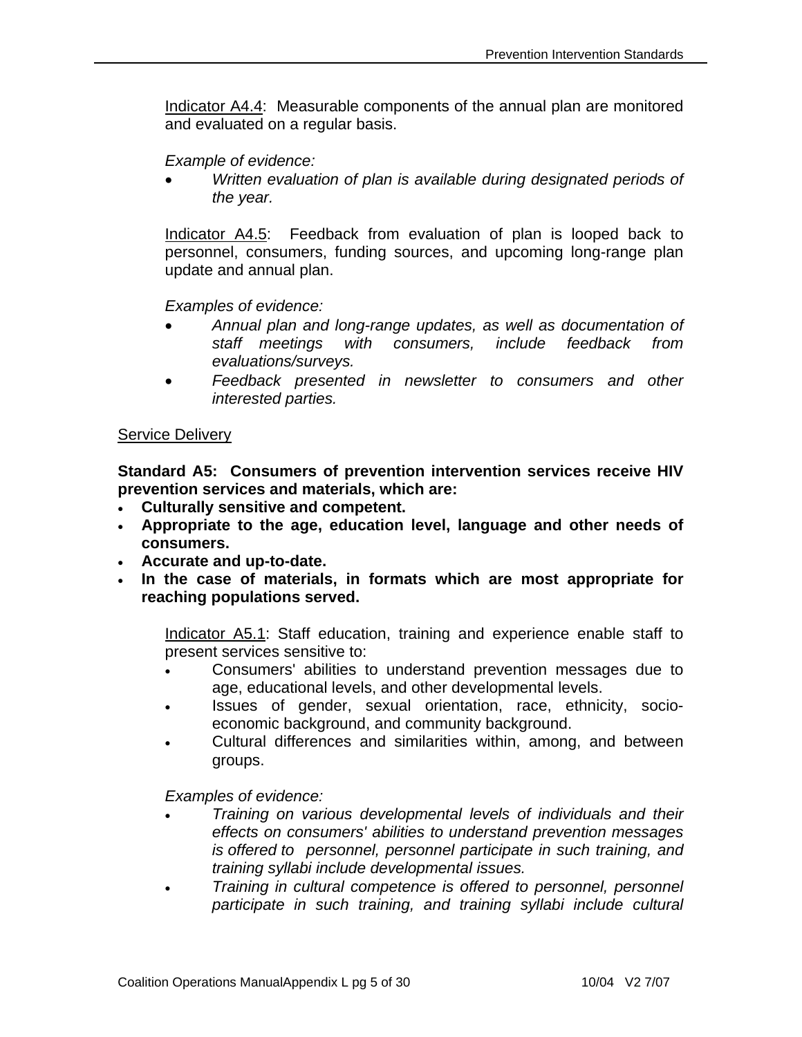Indicator A4.4: Measurable components of the annual plan are monitored and evaluated on a regular basis.

*Example of evidence:*

- *Written evaluation of plan is available during designated periods of the year.*

Indicator A4.5: Feedback from evaluation of plan is looped back to personnel, consumers, funding sources, and upcoming long-range plan update and annual plan.

*Examples of evidence:*

- *Annual plan and long-range updates, as well as documentation of staff meetings with consumers, include feedback from evaluations/surveys.*
- *Feedback presented in newsletter to consumers and other interested parties.*

Service Delivery

**Standard A5: Consumers of prevention intervention services receive HIV prevention services and materials, which are:**

- **Culturally sensitive and competent.**
- **Appropriate to the age, education level, language and other needs of consumers.**
- **Accurate and up-to-date.**
- **In the case of materials, in formats which are most appropriate for reaching populations served.**

Indicator A5.1: Staff education, training and experience enable staff to present services sensitive to:

- Consumers' abilities to understand prevention messages due to age, educational levels, and other developmental levels.
- Issues of gender, sexual orientation, race, ethnicity, socio-economic background, and community background.
- Cultural differences and similarities within, among, and between groups.

*Examples of evidence:*

- *Training on various developmental levels of individuals and their effects on consumers' abilities to understand prevention messages is offered to personnel, personnel participate in such training, and training syllabi include developmental issues.*
- *Training in cultural competence is offered to personnel, personnel participate in such training, and training syllabi include cultural*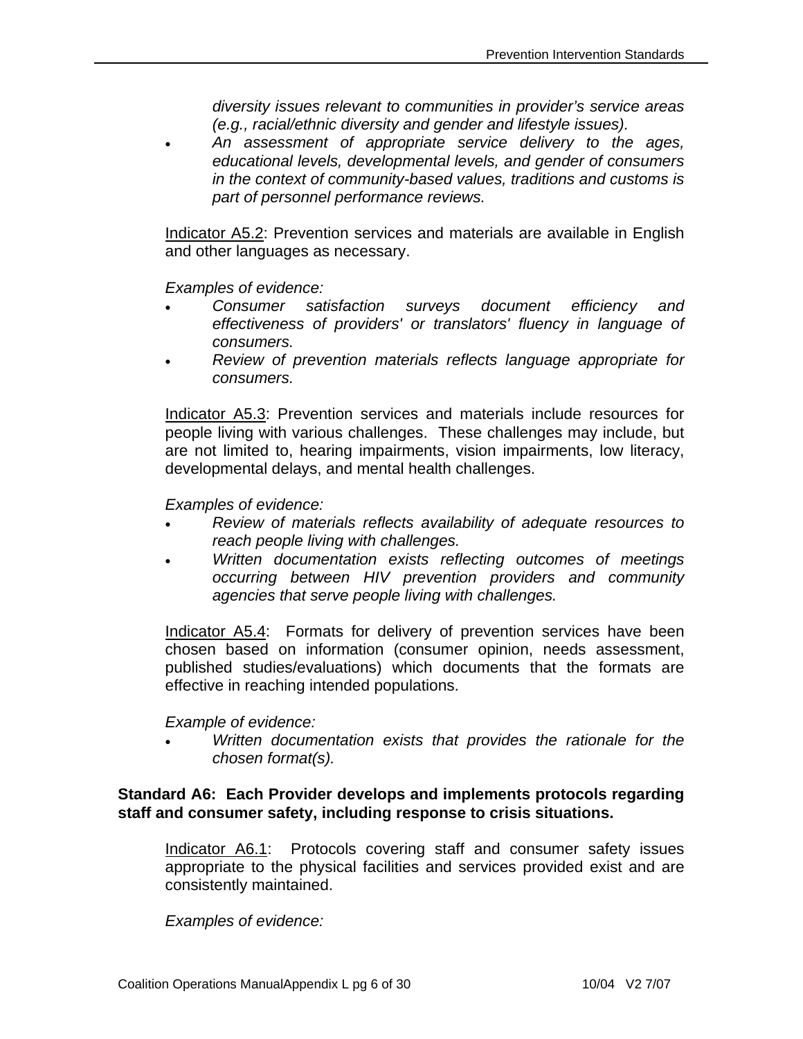*diversity issues relevant to communities in provider's service areas (e.g., racial/ethnic diversity and gender and lifestyle issues).*

- *An assessment of appropriate service delivery to the ages, educational levels, developmental levels, and gender of consumers in the context of community-based values, traditions and customs is part of personnel performance reviews.*

<u>Indicator A5.2</u>: Prevention services and materials are available in English and other languages as necessary.

*Examples of evidence:*

- *Consumer satisfaction surveys document efficiency and effectiveness of providers' or translators' fluency in language of consumers.*
- *Review of prevention materials reflects language appropriate for consumers.*

<u>Indicator A5.3</u>: Prevention services and materials include resources for people living with various challenges. These challenges may include, but are not limited to, hearing impairments, vision impairments, low literacy, developmental delays, and mental health challenges.

*Examples of evidence:*

- *Review of materials reflects availability of adequate resources to reach people living with challenges.*
- *Written documentation exists reflecting outcomes of meetings occurring between HIV prevention providers and community agencies that serve people living with challenges.*

<u>Indicator A5.4</u>: Formats for delivery of prevention services have been chosen based on information (consumer opinion, needs assessment, published studies/evaluations) which documents that the formats are effective in reaching intended populations.

*Example of evidence:*

- *Written documentation exists that provides the rationale for the chosen format(s).*

**Standard A6: Each Provider develops and implements protocols regarding staff and consumer safety, including response to crisis situations.**

<u>Indicator A6.1</u>: Protocols covering staff and consumer safety issues appropriate to the physical facilities and services provided exist and are consistently maintained.

*Examples of evidence:*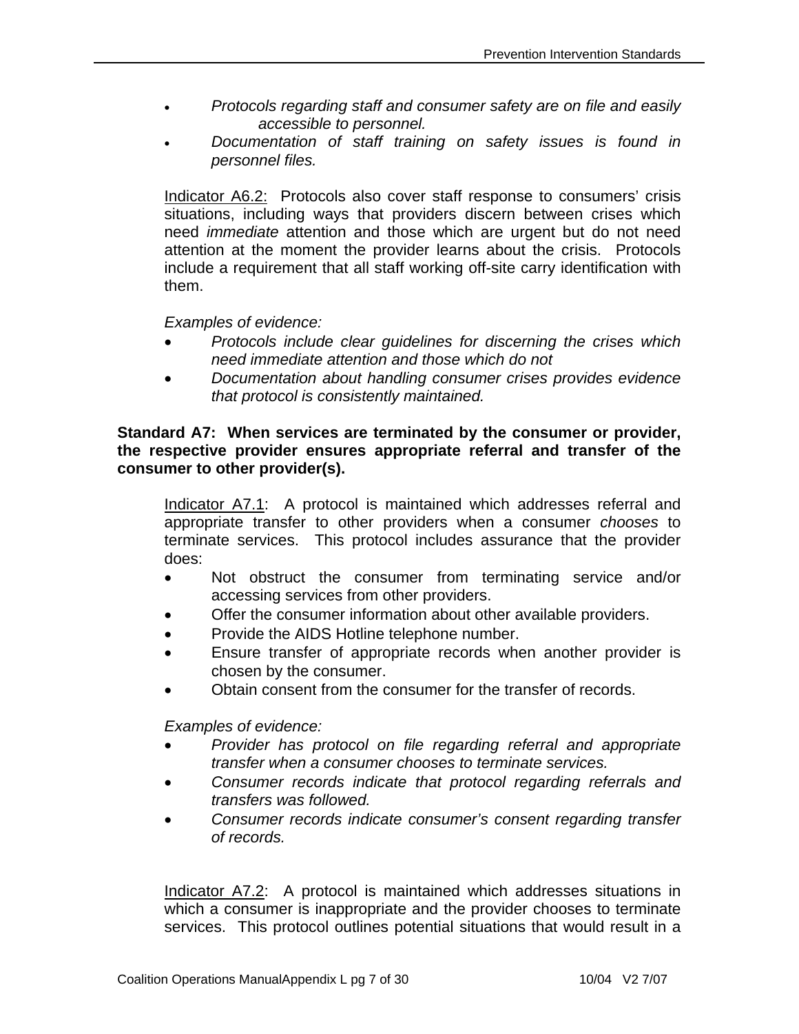- *Protocols regarding staff and consumer safety are on file and easily accessible to personnel.*
- *Documentation of staff training on safety issues is found in personnel files.*

Indicator A6.2: Protocols also cover staff response to consumers' crisis situations, including ways that providers discern between crises which need *immediate* attention and those which are urgent but do not need attention at the moment the provider learns about the crisis. Protocols include a requirement that all staff working off-site carry identification with them.

*Examples of evidence:*

- *Protocols include clear guidelines for discerning the crises which need immediate attention and those which do not*
- *Documentation about handling consumer crises provides evidence that protocol is consistently maintained.*

**Standard A7: When services are terminated by the consumer or provider, the respective provider ensures appropriate referral and transfer of the consumer to other provider(s).**

Indicator A7.1: A protocol is maintained which addresses referral and appropriate transfer to other providers when a consumer *chooses* to terminate services. This protocol includes assurance that the provider does:

- Not obstruct the consumer from terminating service and/or accessing services from other providers.
- Offer the consumer information about other available providers.
- Provide the AIDS Hotline telephone number.
- Ensure transfer of appropriate records when another provider is chosen by the consumer.
- Obtain consent from the consumer for the transfer of records.

*Examples of evidence:*

- *Provider has protocol on file regarding referral and appropriate transfer when a consumer chooses to terminate services.*
- *Consumer records indicate that protocol regarding referrals and transfers was followed.*
- *Consumer records indicate consumer's consent regarding transfer of records.*

Indicator A7.2: A protocol is maintained which addresses situations in which a consumer is inappropriate and the provider chooses to terminate services. This protocol outlines potential situations that would result in a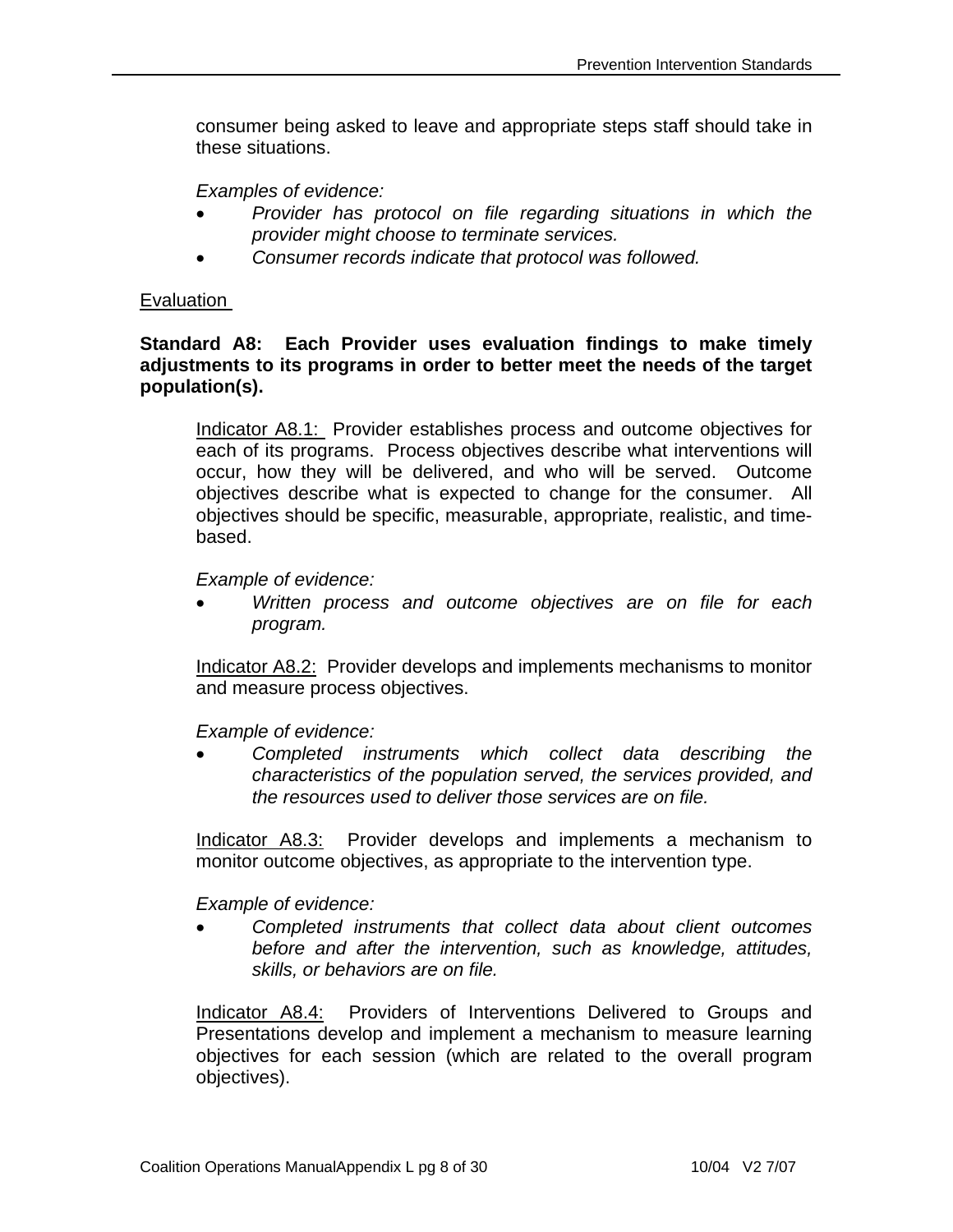consumer being asked to leave and appropriate steps staff should take in these situations.

*Examples of evidence:*

- *Provider has protocol on file regarding situations in which the provider might choose to terminate services.*
- *Consumer records indicate that protocol was followed.*

Evaluation

**Standard A8: Each Provider uses evaluation findings to make timely adjustments to its programs in order to better meet the needs of the target population(s).**

Indicator A8.1: Provider establishes process and outcome objectives for each of its programs. Process objectives describe what interventions will occur, how they will be delivered, and who will be served. Outcome objectives describe what is expected to change for the consumer. All objectives should be specific, measurable, appropriate, realistic, and time-based.

*Example of evidence:*

- *Written process and outcome objectives are on file for each program.*

Indicator A8.2: Provider develops and implements mechanisms to monitor and measure process objectives.

*Example of evidence:*

- *Completed instruments which collect data describing the characteristics of the population served, the services provided, and the resources used to deliver those services are on file.*

Indicator A8.3: Provider develops and implements a mechanism to monitor outcome objectives, as appropriate to the intervention type.

*Example of evidence:*

- *Completed instruments that collect data about client outcomes before and after the intervention, such as knowledge, attitudes, skills, or behaviors are on file.*

Indicator A8.4: Providers of Interventions Delivered to Groups and Presentations develop and implement a mechanism to measure learning objectives for each session (which are related to the overall program objectives).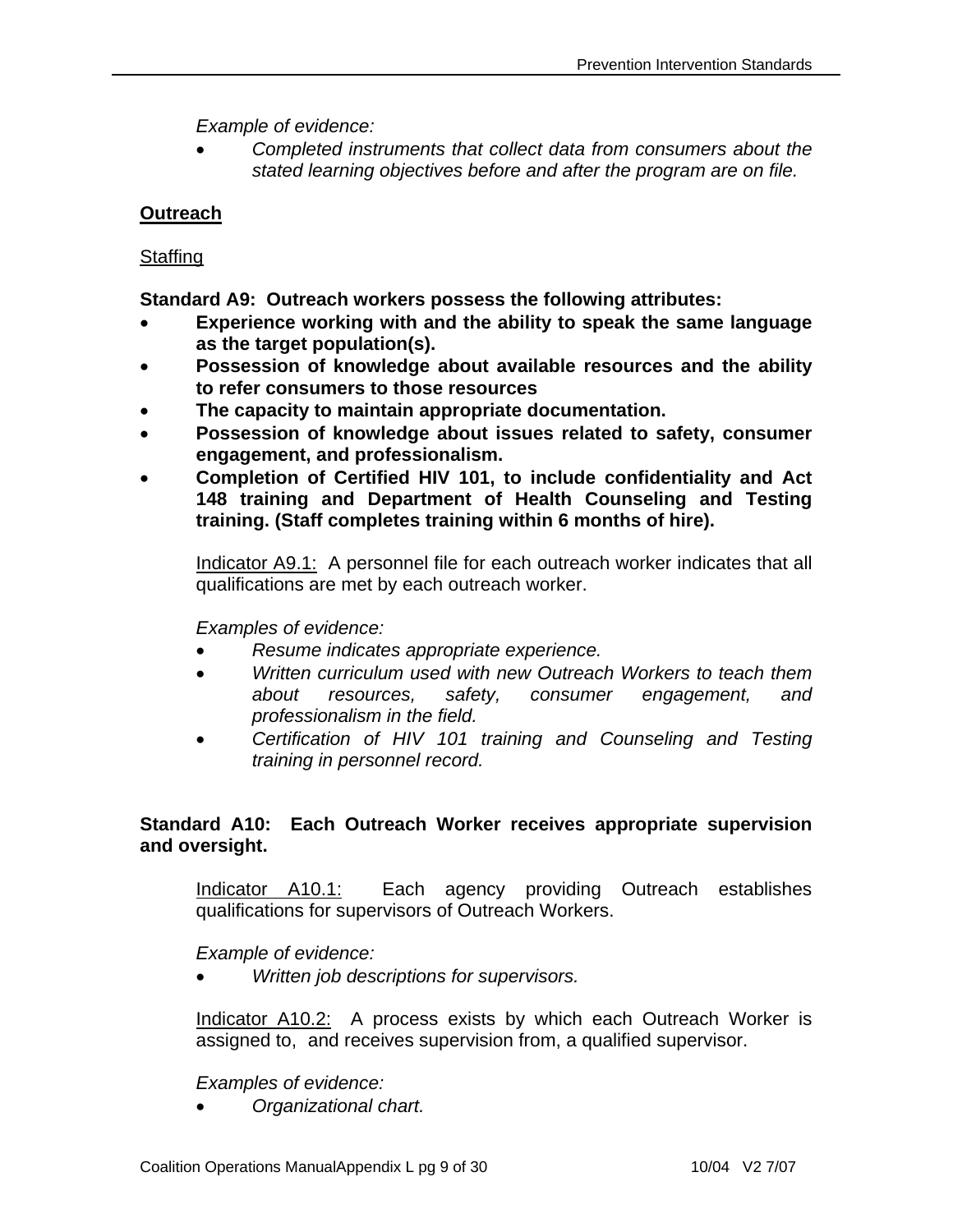*Example of evidence:*

- *Completed instruments that collect data from consumers about the stated learning objectives before and after the program are on file.*

**Outreach**

Staffing

**Standard A9: Outreach workers possess the following attributes:**

- **Experience working with and the ability to speak the same language as the target population(s).**
- **Possession of knowledge about available resources and the ability to refer consumers to those resources**
- **The capacity to maintain appropriate documentation.**
- **Possession of knowledge about issues related to safety, consumer engagement, and professionalism.**
- **Completion of Certified HIV 101, to include confidentiality and Act 148 training and Department of Health Counseling and Testing training. (Staff completes training within 6 months of hire).**

Indicator A9.1: A personnel file for each outreach worker indicates that all qualifications are met by each outreach worker.

*Examples of evidence:*

- *Resume indicates appropriate experience.*
- *Written curriculum used with new Outreach Workers to teach them about resources, safety, consumer engagement, and professionalism in the field.*
- *Certification of HIV 101 training and Counseling and Testing training in personnel record.*

**Standard A10: Each Outreach Worker receives appropriate supervision and oversight.**

Indicator A10.1: Each agency providing Outreach establishes qualifications for supervisors of Outreach Workers.

*Example of evidence:*

- *Written job descriptions for supervisors.*

Indicator A10.2: A process exists by which each Outreach Worker is assigned to, and receives supervision from, a qualified supervisor.

*Examples of evidence:*

- *Organizational chart.*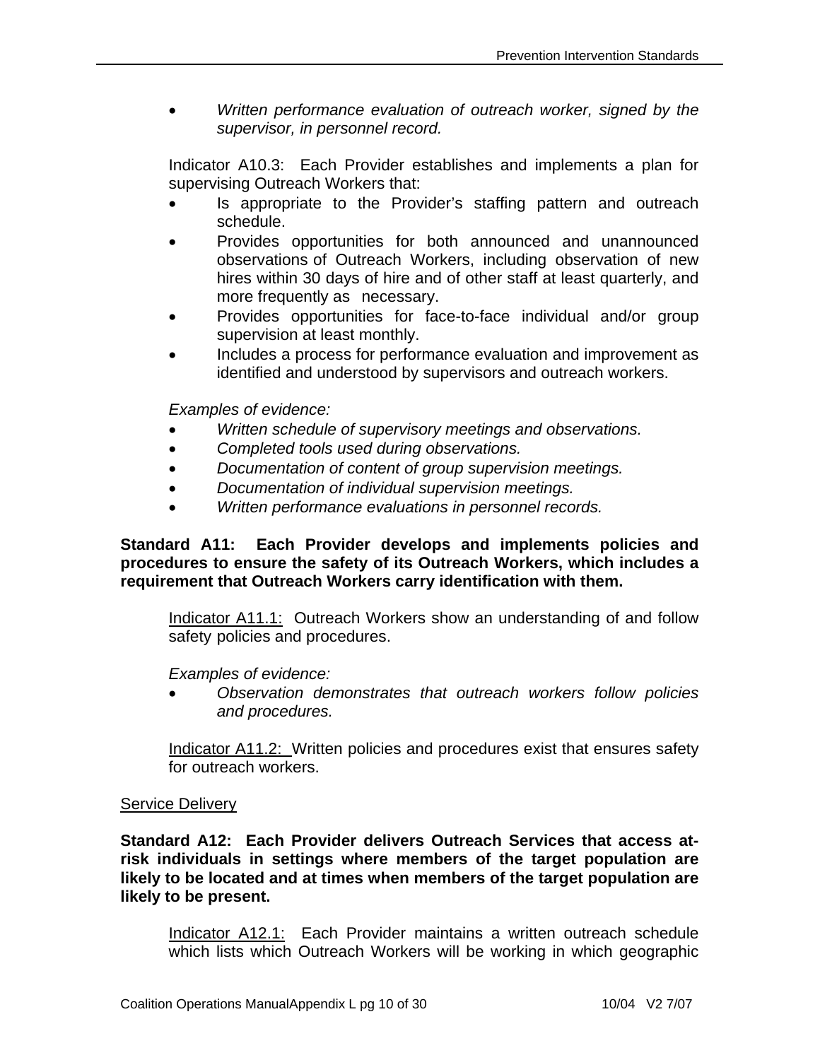- *Written performance evaluation of outreach worker, signed by the supervisor, in personnel record.*

Indicator A10.3: Each Provider establishes and implements a plan for supervising Outreach Workers that:

- Is appropriate to the Provider's staffing pattern and outreach schedule.
- Provides opportunities for both announced and unannounced observations of Outreach Workers, including observation of new hires within 30 days of hire and of other staff at least quarterly, and more frequently as necessary.
- Provides opportunities for face-to-face individual and/or group supervision at least monthly.
- Includes a process for performance evaluation and improvement as identified and understood by supervisors and outreach workers.

*Examples of evidence:*

- *Written schedule of supervisory meetings and observations.*
- *Completed tools used during observations.*
- *Documentation of content of group supervision meetings.*
- *Documentation of individual supervision meetings.*
- *Written performance evaluations in personnel records.*

**Standard A11: Each Provider develops and implements policies and procedures to ensure the safety of its Outreach Workers, which includes a requirement that Outreach Workers carry identification with them.**

<u>Indicator A11.1:</u> Outreach Workers show an understanding of and follow safety policies and procedures.

*Examples of evidence:*

- *Observation demonstrates that outreach workers follow policies and procedures.*

<u>Indicator A11.2:</u> Written policies and procedures exist that ensures safety for outreach workers.

<u>Service Delivery</u>

**Standard A12: Each Provider delivers Outreach Services that access at-risk individuals in settings where members of the target population are likely to be located and at times when members of the target population are likely to be present.**

<u>Indicator A12.1:</u> Each Provider maintains a written outreach schedule which lists which Outreach Workers will be working in which geographic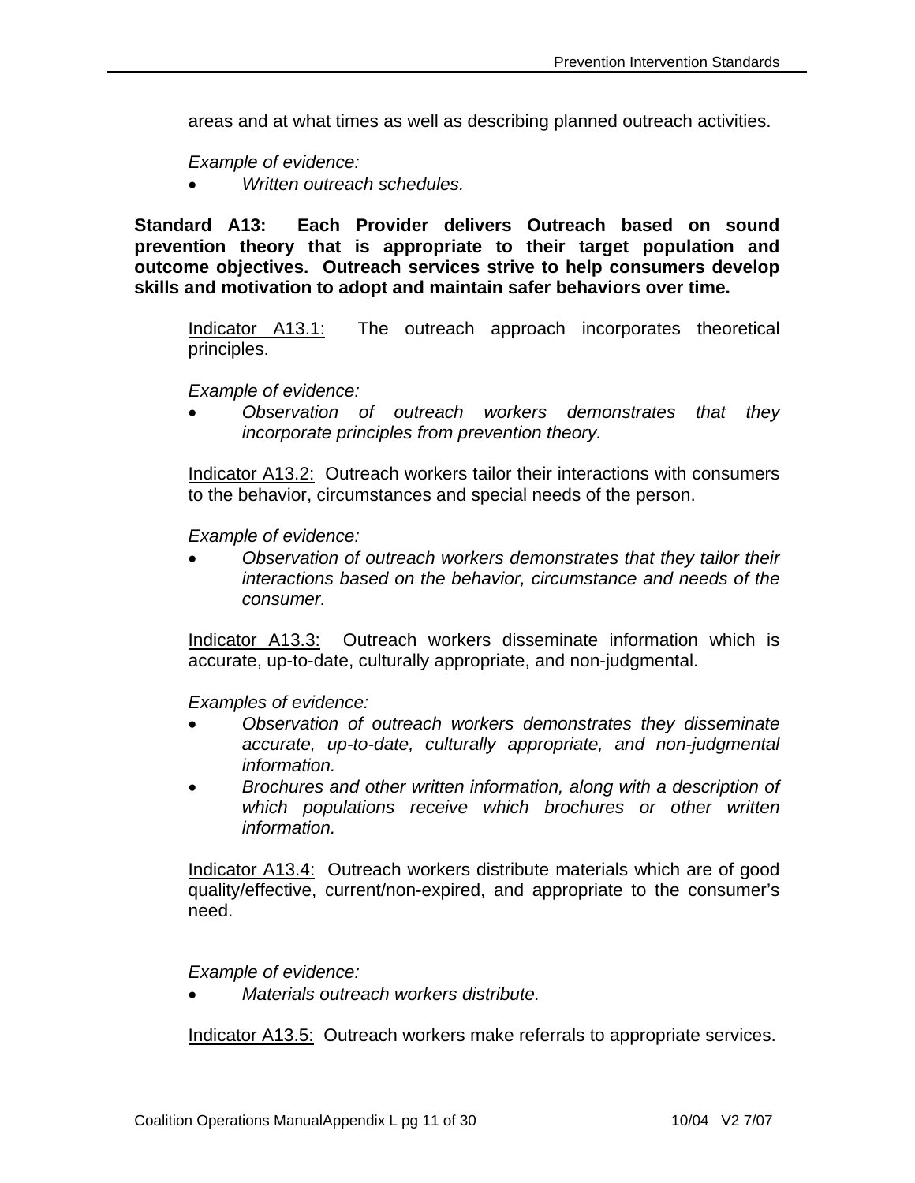areas and at what times as well as describing planned outreach activities.

*Example of evidence:*

- *Written outreach schedules.*

**Standard A13: Each Provider delivers Outreach based on sound prevention theory that is appropriate to their target population and outcome objectives. Outreach services strive to help consumers develop skills and motivation to adopt and maintain safer behaviors over time.**

Indicator A13.1: The outreach approach incorporates theoretical principles.

*Example of evidence:*

- *Observation of outreach workers demonstrates that they incorporate principles from prevention theory.*

Indicator A13.2: Outreach workers tailor their interactions with consumers to the behavior, circumstances and special needs of the person.

*Example of evidence:*

- *Observation of outreach workers demonstrates that they tailor their interactions based on the behavior, circumstance and needs of the consumer.*

Indicator A13.3: Outreach workers disseminate information which is accurate, up-to-date, culturally appropriate, and non-judgmental.

*Examples of evidence:*

- *Observation of outreach workers demonstrates they disseminate accurate, up-to-date, culturally appropriate, and non-judgmental information.*
- *Brochures and other written information, along with a description of which populations receive which brochures or other written information.*

Indicator A13.4: Outreach workers distribute materials which are of good quality/effective, current/non-expired, and appropriate to the consumer's need.

*Example of evidence:*

- *Materials outreach workers distribute.*

Indicator A13.5: Outreach workers make referrals to appropriate services.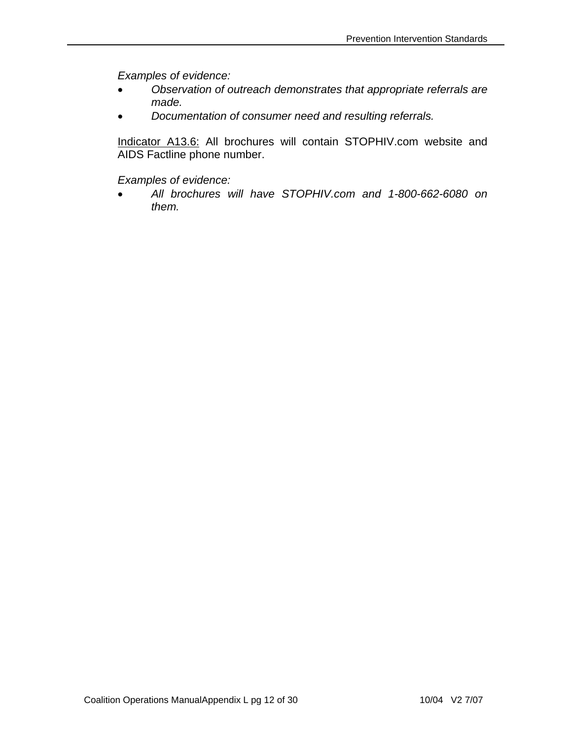*Examples of evidence:*

- *Observation of outreach demonstrates that appropriate referrals are made.*
- *Documentation of consumer need and resulting referrals.*

<u>Indicator A13.6:</u> All brochures will contain STOPHIV.com website and AIDS Factline phone number.

*Examples of evidence:*

- *All brochures will have STOPHIV.com and 1-800-662-6080 on them.*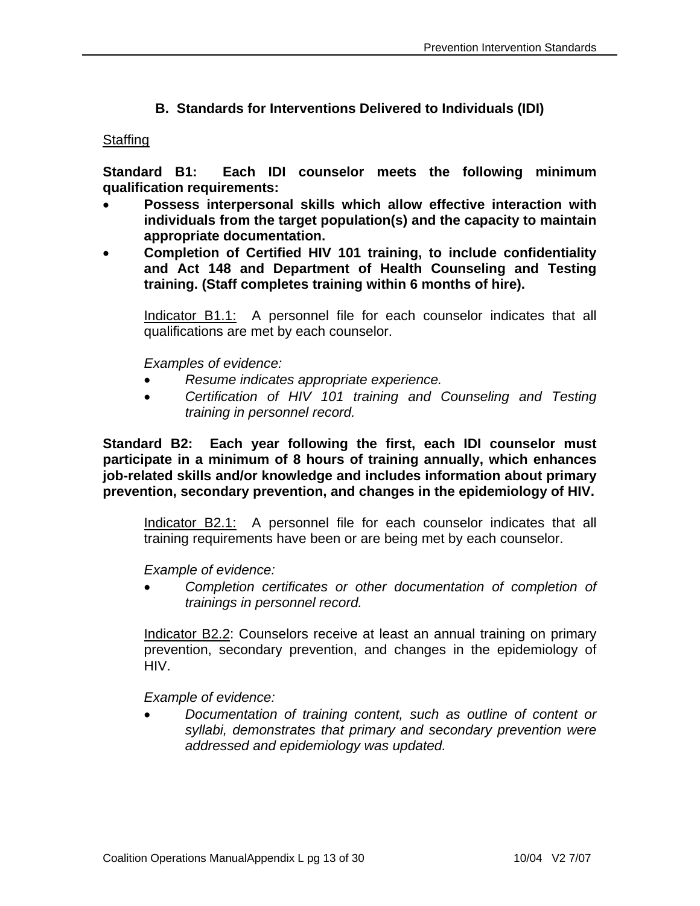## B. Standards for Interventions Delivered to Individuals (IDI)

Staffing

**Standard B1: Each IDI counselor meets the following minimum qualification requirements:**

- **Possess interpersonal skills which allow effective interaction with individuals from the target population(s) and the capacity to maintain appropriate documentation.**
- **Completion of Certified HIV 101 training, to include confidentiality and Act 148 and Department of Health Counseling and Testing training. (Staff completes training within 6 months of hire).**

Indicator B1.1: A personnel file for each counselor indicates that all qualifications are met by each counselor.

*Examples of evidence:*

- *Resume indicates appropriate experience.*
- *Certification of HIV 101 training and Counseling and Testing training in personnel record.*

**Standard B2: Each year following the first, each IDI counselor must participate in a minimum of 8 hours of training annually, which enhances job-related skills and/or knowledge and includes information about primary prevention, secondary prevention, and changes in the epidemiology of HIV.**

Indicator B2.1: A personnel file for each counselor indicates that all training requirements have been or are being met by each counselor.

*Example of evidence:*

- *Completion certificates or other documentation of completion of trainings in personnel record.*

Indicator B2.2: Counselors receive at least an annual training on primary prevention, secondary prevention, and changes in the epidemiology of HIV.

*Example of evidence:*

- *Documentation of training content, such as outline of content or syllabi, demonstrates that primary and secondary prevention were addressed and epidemiology was updated.*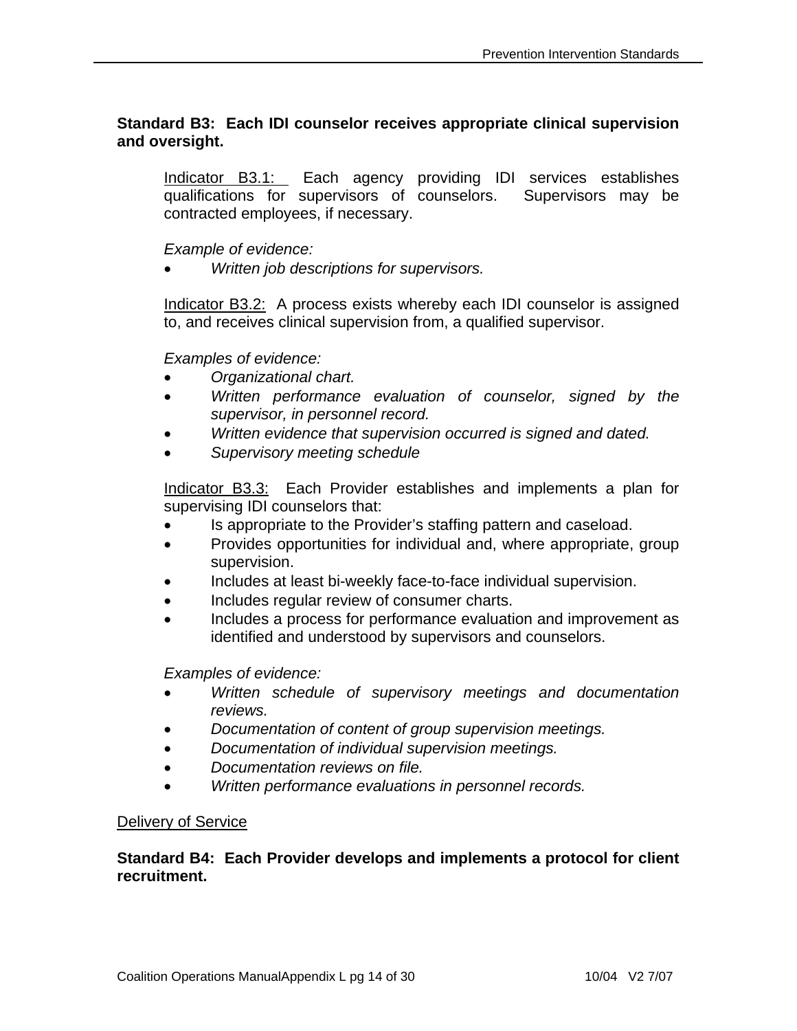**Standard B3: Each IDI counselor receives appropriate clinical supervision and oversight.**

Indicator B3.1: Each agency providing IDI services establishes qualifications for supervisors of counselors. Supervisors may be contracted employees, if necessary.

*Example of evidence:*

- *Written job descriptions for supervisors.*

Indicator B3.2: A process exists whereby each IDI counselor is assigned to, and receives clinical supervision from, a qualified supervisor.

*Examples of evidence:*

- *Organizational chart.*
- *Written performance evaluation of counselor, signed by the supervisor, in personnel record.*
- *Written evidence that supervision occurred is signed and dated.*
- *Supervisory meeting schedule*

Indicator B3.3: Each Provider establishes and implements a plan for supervising IDI counselors that:

- Is appropriate to the Provider's staffing pattern and caseload.
- Provides opportunities for individual and, where appropriate, group supervision.
- Includes at least bi-weekly face-to-face individual supervision.
- Includes regular review of consumer charts.
- Includes a process for performance evaluation and improvement as identified and understood by supervisors and counselors.

*Examples of evidence:*

- *Written schedule of supervisory meetings and documentation reviews.*
- *Documentation of content of group supervision meetings.*
- *Documentation of individual supervision meetings.*
- *Documentation reviews on file.*
- *Written performance evaluations in personnel records.*

Delivery of Service

**Standard B4: Each Provider develops and implements a protocol for client recruitment.**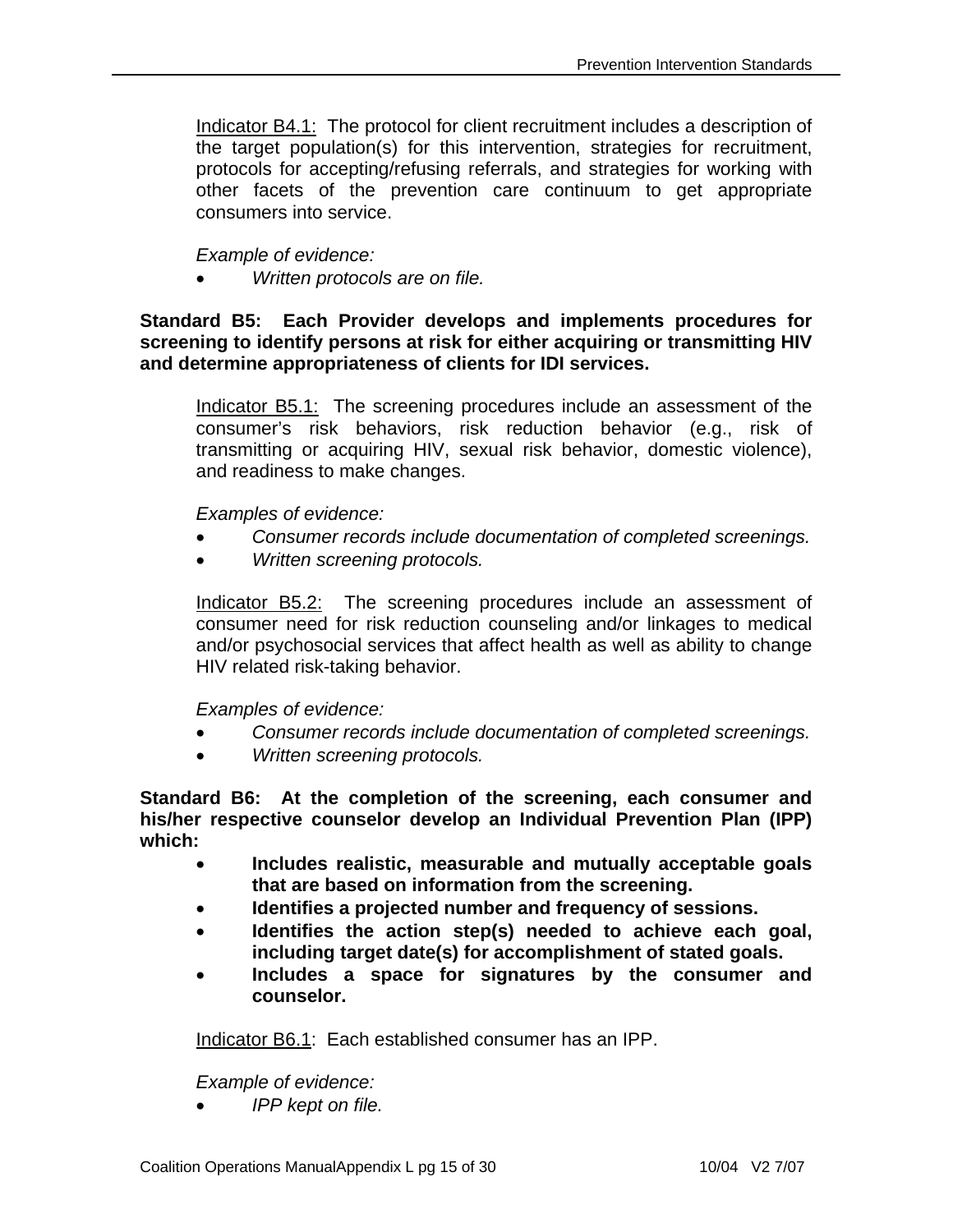Indicator B4.1: The protocol for client recruitment includes a description of the target population(s) for this intervention, strategies for recruitment, protocols for accepting/refusing referrals, and strategies for working with other facets of the prevention care continuum to get appropriate consumers into service.

*Example of evidence:*

- *Written protocols are on file.*

**Standard B5: Each Provider develops and implements procedures for screening to identify persons at risk for either acquiring or transmitting HIV and determine appropriateness of clients for IDI services.**

Indicator B5.1: The screening procedures include an assessment of the consumer's risk behaviors, risk reduction behavior (e.g., risk of transmitting or acquiring HIV, sexual risk behavior, domestic violence), and readiness to make changes.

*Examples of evidence:*

- *Consumer records include documentation of completed screenings.*
- *Written screening protocols.*

Indicator B5.2: The screening procedures include an assessment of consumer need for risk reduction counseling and/or linkages to medical and/or psychosocial services that affect health as well as ability to change HIV related risk-taking behavior.

*Examples of evidence:*

- *Consumer records include documentation of completed screenings.*
- *Written screening protocols.*

**Standard B6: At the completion of the screening, each consumer and his/her respective counselor develop an Individual Prevention Plan (IPP) which:**

- **Includes realistic, measurable and mutually acceptable goals that are based on information from the screening.**
- **Identifies a projected number and frequency of sessions.**
- **Identifies the action step(s) needed to achieve each goal, including target date(s) for accomplishment of stated goals.**
- **Includes a space for signatures by the consumer and counselor.**

Indicator B6.1: Each established consumer has an IPP.

*Example of evidence:*

- *IPP kept on file.*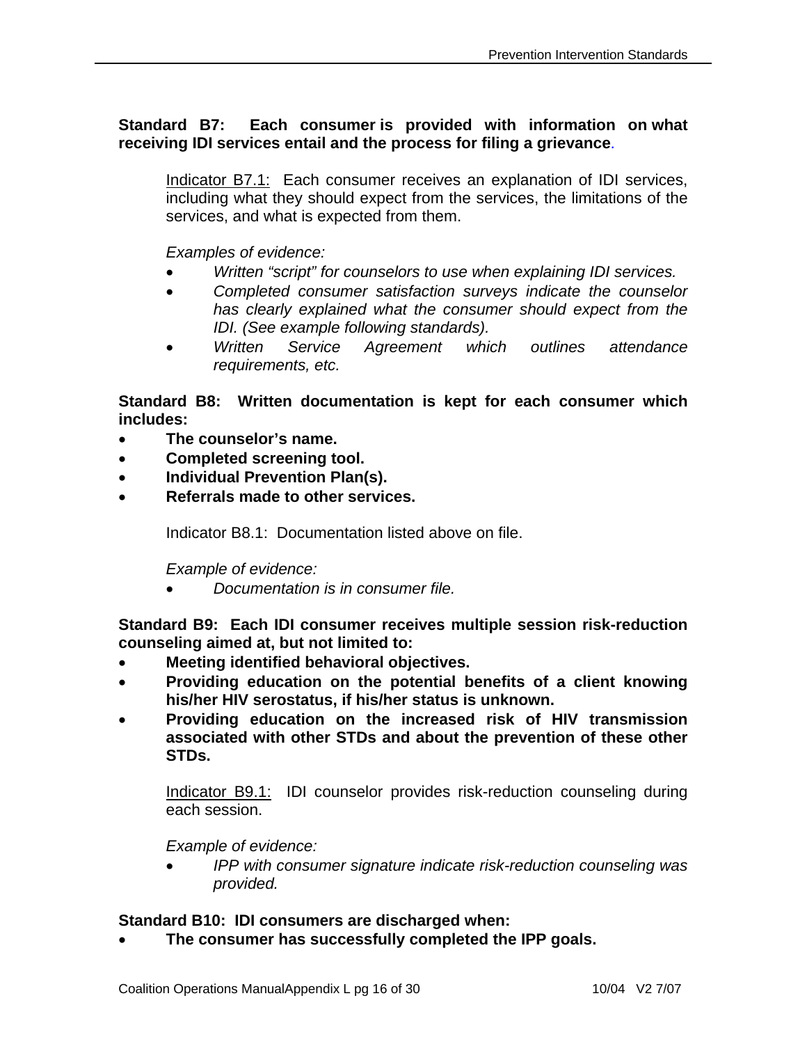**Standard B7: Each consumer is provided with information on what receiving IDI services entail and the process for filing a grievance.**

Indicator B7.1: Each consumer receives an explanation of IDI services, including what they should expect from the services, the limitations of the services, and what is expected from them.

*Examples of evidence:*

- *Written "script" for counselors to use when explaining IDI services.*
- *Completed consumer satisfaction surveys indicate the counselor has clearly explained what the consumer should expect from the IDI. (See example following standards).*
- *Written Service Agreement which outlines attendance requirements, etc.*

**Standard B8: Written documentation is kept for each consumer which includes:**

- **The counselor's name.**
- **Completed screening tool.**
- **Individual Prevention Plan(s).**
- **Referrals made to other services.**

Indicator B8.1: Documentation listed above on file.

*Example of evidence:*

- *Documentation is in consumer file.*

**Standard B9: Each IDI consumer receives multiple session risk-reduction counseling aimed at, but not limited to:**

- **Meeting identified behavioral objectives.**
- **Providing education on the potential benefits of a client knowing his/her HIV serostatus, if his/her status is unknown.**
- **Providing education on the increased risk of HIV transmission associated with other STDs and about the prevention of these other STDs.**

Indicator B9.1: IDI counselor provides risk-reduction counseling during each session.

*Example of evidence:*

- *IPP with consumer signature indicate risk-reduction counseling was provided.*

**Standard B10: IDI consumers are discharged when:**

- **The consumer has successfully completed the IPP goals.**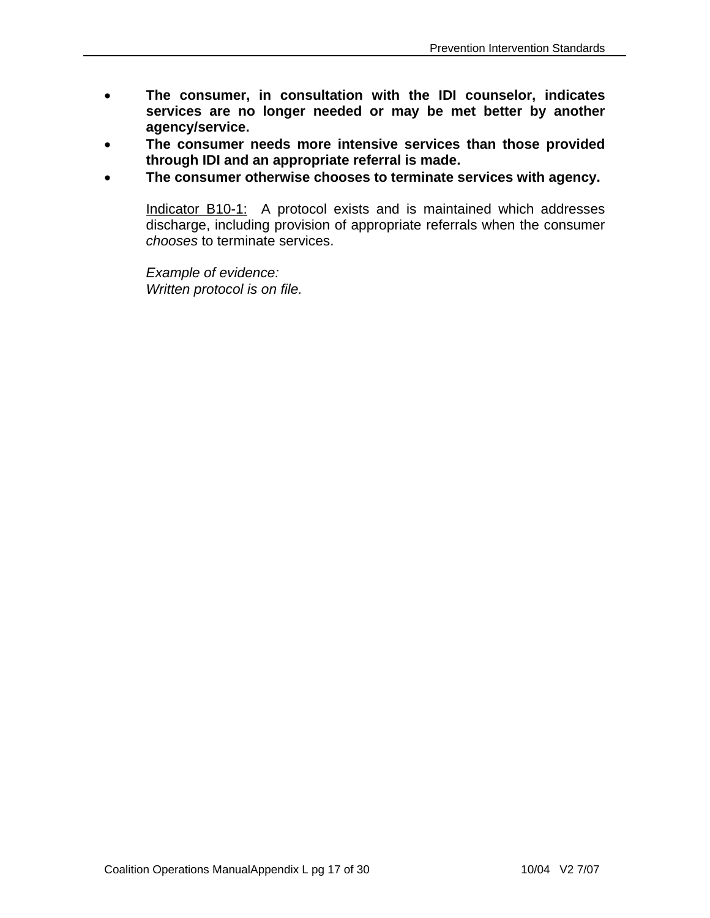- **The consumer, in consultation with the IDI counselor, indicates services are no longer needed or may be met better by another agency/service.**
- **The consumer needs more intensive services than those provided through IDI and an appropriate referral is made.**
- **The consumer otherwise chooses to terminate services with agency.**

  <u>Indicator B10-1:</u> A protocol exists and is maintained which addresses discharge, including provision of appropriate referrals when the consumer *chooses* to terminate services.

  *Example of evidence:*
  *Written protocol is on file.*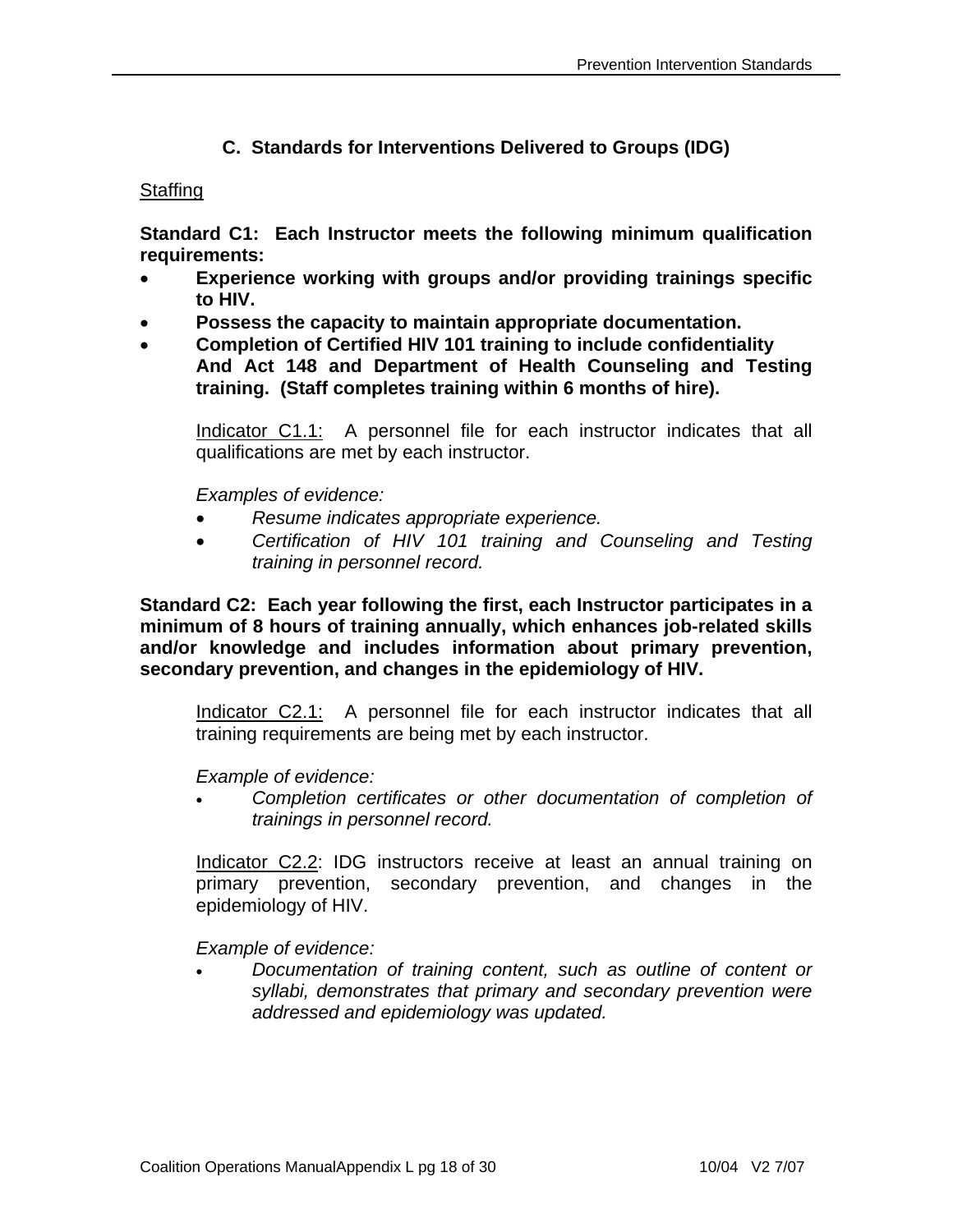## C. Standards for Interventions Delivered to Groups (IDG)

Staffing

**Standard C1: Each Instructor meets the following minimum qualification requirements:**

- **Experience working with groups and/or providing trainings specific to HIV.**
- **Possess the capacity to maintain appropriate documentation.**
- **Completion of Certified HIV 101 training to include confidentiality And Act 148 and Department of Health Counseling and Testing training. (Staff completes training within 6 months of hire).**

Indicator C1.1: A personnel file for each instructor indicates that all qualifications are met by each instructor.

*Examples of evidence:*

- *Resume indicates appropriate experience.*
- *Certification of HIV 101 training and Counseling and Testing training in personnel record.*

**Standard C2: Each year following the first, each Instructor participates in a minimum of 8 hours of training annually, which enhances job-related skills and/or knowledge and includes information about primary prevention, secondary prevention, and changes in the epidemiology of HIV.**

Indicator C2.1: A personnel file for each instructor indicates that all training requirements are being met by each instructor.

*Example of evidence:*

- *Completion certificates or other documentation of completion of trainings in personnel record.*

Indicator C2.2: IDG instructors receive at least an annual training on primary prevention, secondary prevention, and changes in the epidemiology of HIV.

*Example of evidence:*

- *Documentation of training content, such as outline of content or syllabi, demonstrates that primary and secondary prevention were addressed and epidemiology was updated.*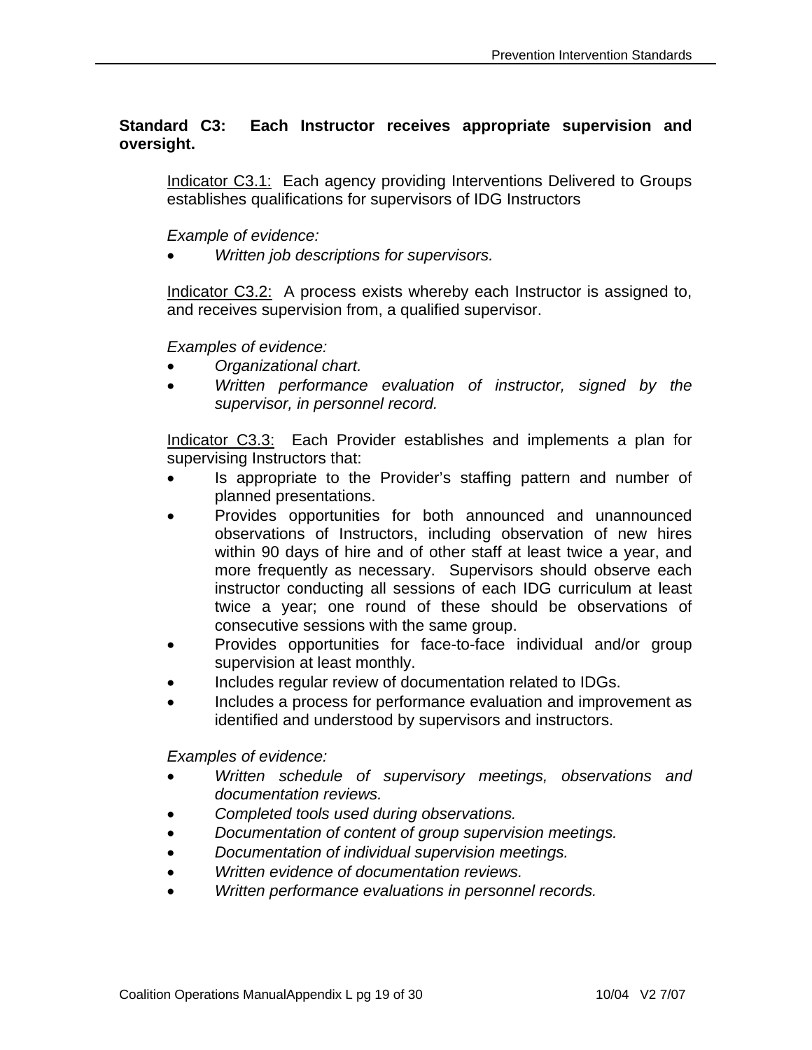**Standard C3: Each Instructor receives appropriate supervision and oversight.**

Indicator C3.1: Each agency providing Interventions Delivered to Groups establishes qualifications for supervisors of IDG Instructors

*Example of evidence:*

- *Written job descriptions for supervisors.*

Indicator C3.2: A process exists whereby each Instructor is assigned to, and receives supervision from, a qualified supervisor.

*Examples of evidence:*

- *Organizational chart.*
- *Written performance evaluation of instructor, signed by the supervisor, in personnel record.*

Indicator C3.3: Each Provider establishes and implements a plan for supervising Instructors that:

- Is appropriate to the Provider's staffing pattern and number of planned presentations.
- Provides opportunities for both announced and unannounced observations of Instructors, including observation of new hires within 90 days of hire and of other staff at least twice a year, and more frequently as necessary. Supervisors should observe each instructor conducting all sessions of each IDG curriculum at least twice a year; one round of these should be observations of consecutive sessions with the same group.
- Provides opportunities for face-to-face individual and/or group supervision at least monthly.
- Includes regular review of documentation related to IDGs.
- Includes a process for performance evaluation and improvement as identified and understood by supervisors and instructors.

*Examples of evidence:*

- *Written schedule of supervisory meetings, observations and documentation reviews.*
- *Completed tools used during observations.*
- *Documentation of content of group supervision meetings.*
- *Documentation of individual supervision meetings.*
- *Written evidence of documentation reviews.*
- *Written performance evaluations in personnel records.*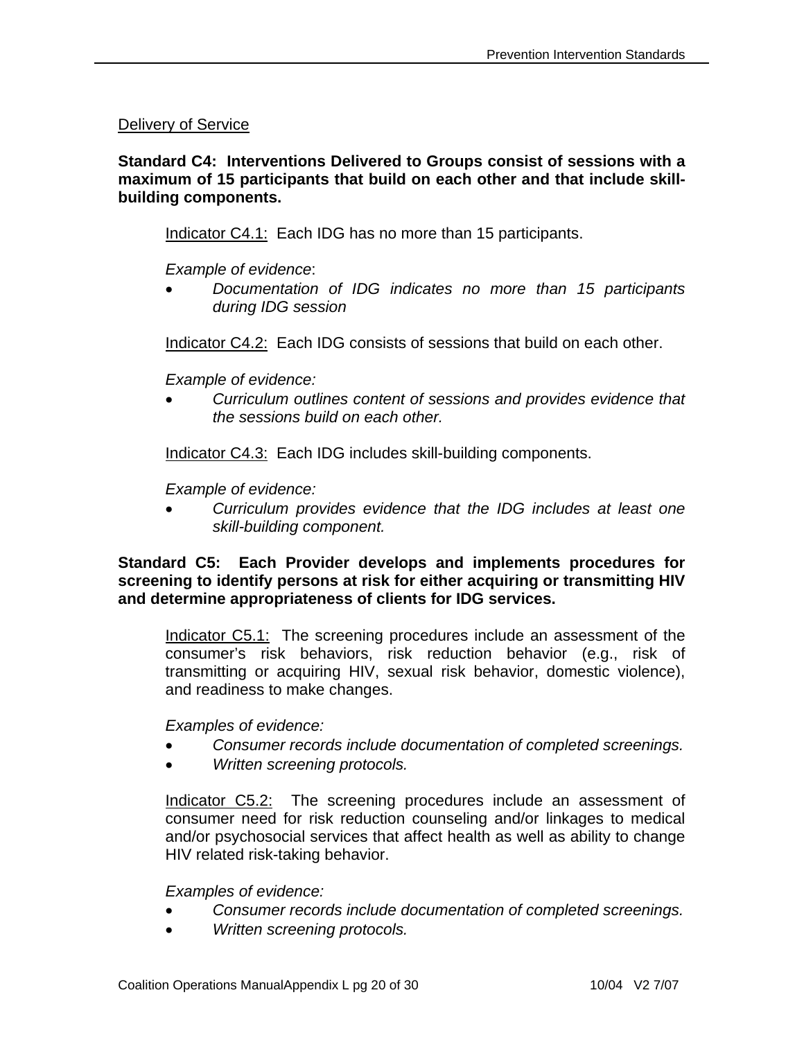<u>Delivery of Service</u>

**Standard C4: Interventions Delivered to Groups consist of sessions with a maximum of 15 participants that build on each other and that include skill-building components.**

<u>Indicator C4.1:</u> Each IDG has no more than 15 participants.

*Example of evidence*:

- *Documentation of IDG indicates no more than 15 participants during IDG session*

<u>Indicator C4.2:</u> Each IDG consists of sessions that build on each other.

*Example of evidence:*

- *Curriculum outlines content of sessions and provides evidence that the sessions build on each other.*

<u>Indicator C4.3:</u> Each IDG includes skill-building components.

*Example of evidence:*

- *Curriculum provides evidence that the IDG includes at least one skill-building component.*

**Standard C5: Each Provider develops and implements procedures for screening to identify persons at risk for either acquiring or transmitting HIV and determine appropriateness of clients for IDG services.**

<u>Indicator C5.1:</u> The screening procedures include an assessment of the consumer's risk behaviors, risk reduction behavior (e.g., risk of transmitting or acquiring HIV, sexual risk behavior, domestic violence), and readiness to make changes.

*Examples of evidence:*

- *Consumer records include documentation of completed screenings.*
- *Written screening protocols.*

<u>Indicator C5.2:</u> The screening procedures include an assessment of consumer need for risk reduction counseling and/or linkages to medical and/or psychosocial services that affect health as well as ability to change HIV related risk-taking behavior.

*Examples of evidence:*

- *Consumer records include documentation of completed screenings.*
- *Written screening protocols.*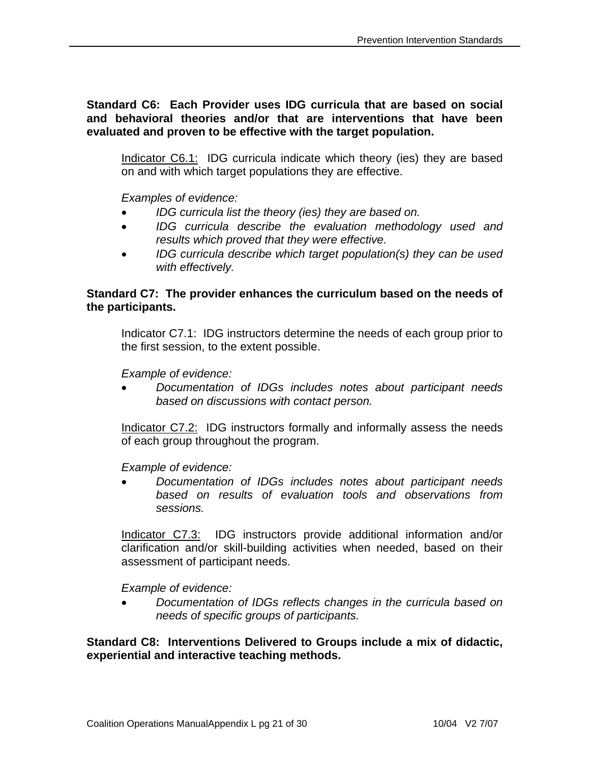**Standard C6: Each Provider uses IDG curricula that are based on social and behavioral theories and/or that are interventions that have been evaluated and proven to be effective with the target population.**

Indicator C6.1: IDG curricula indicate which theory (ies) they are based on and with which target populations they are effective.

*Examples of evidence:*

- *IDG curricula list the theory (ies) they are based on.*
- *IDG curricula describe the evaluation methodology used and results which proved that they were effective.*
- *IDG curricula describe which target population(s) they can be used with effectively.*

**Standard C7: The provider enhances the curriculum based on the needs of the participants.**

Indicator C7.1: IDG instructors determine the needs of each group prior to the first session, to the extent possible.

*Example of evidence:*

- *Documentation of IDGs includes notes about participant needs based on discussions with contact person.*

Indicator C7.2: IDG instructors formally and informally assess the needs of each group throughout the program.

*Example of evidence:*

- *Documentation of IDGs includes notes about participant needs based on results of evaluation tools and observations from sessions.*

Indicator C7.3: IDG instructors provide additional information and/or clarification and/or skill-building activities when needed, based on their assessment of participant needs.

*Example of evidence:*

- *Documentation of IDGs reflects changes in the curricula based on needs of specific groups of participants.*

**Standard C8: Interventions Delivered to Groups include a mix of didactic, experiential and interactive teaching methods.**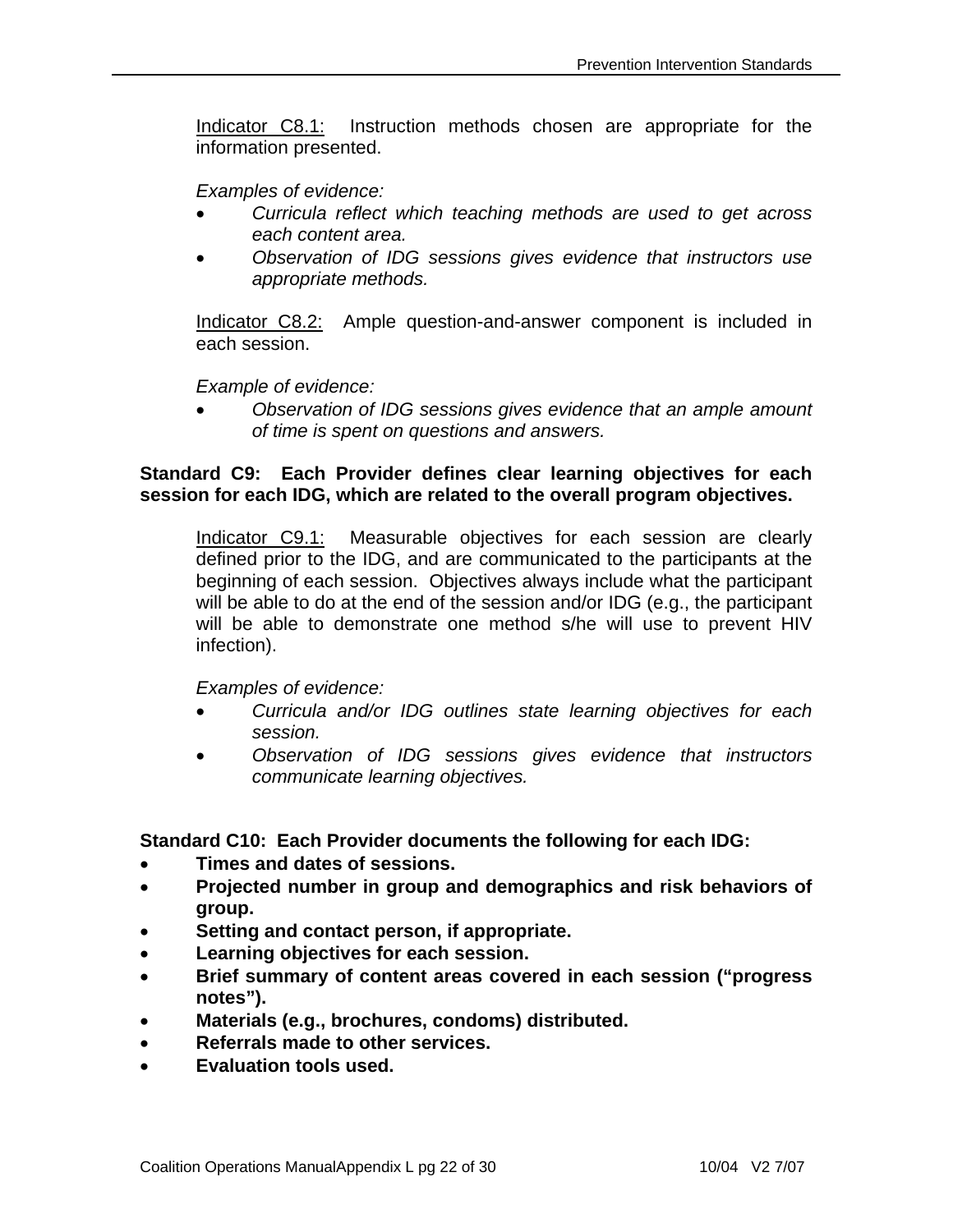Indicator C8.1: Instruction methods chosen are appropriate for the information presented.

*Examples of evidence:*

- *Curricula reflect which teaching methods are used to get across each content area.*
- *Observation of IDG sessions gives evidence that instructors use appropriate methods.*

Indicator C8.2: Ample question-and-answer component is included in each session.

*Example of evidence:*

- *Observation of IDG sessions gives evidence that an ample amount of time is spent on questions and answers.*

**Standard C9: Each Provider defines clear learning objectives for each session for each IDG, which are related to the overall program objectives.**

Indicator C9.1: Measurable objectives for each session are clearly defined prior to the IDG, and are communicated to the participants at the beginning of each session. Objectives always include what the participant will be able to do at the end of the session and/or IDG (e.g., the participant will be able to demonstrate one method s/he will use to prevent HIV infection).

*Examples of evidence:*

- *Curricula and/or IDG outlines state learning objectives for each session.*
- *Observation of IDG sessions gives evidence that instructors communicate learning objectives.*

**Standard C10: Each Provider documents the following for each IDG:**

- **Times and dates of sessions.**
- **Projected number in group and demographics and risk behaviors of group.**
- **Setting and contact person, if appropriate.**
- **Learning objectives for each session.**
- **Brief summary of content areas covered in each session ("progress notes").**
- **Materials (e.g., brochures, condoms) distributed.**
- **Referrals made to other services.**
- **Evaluation tools used.**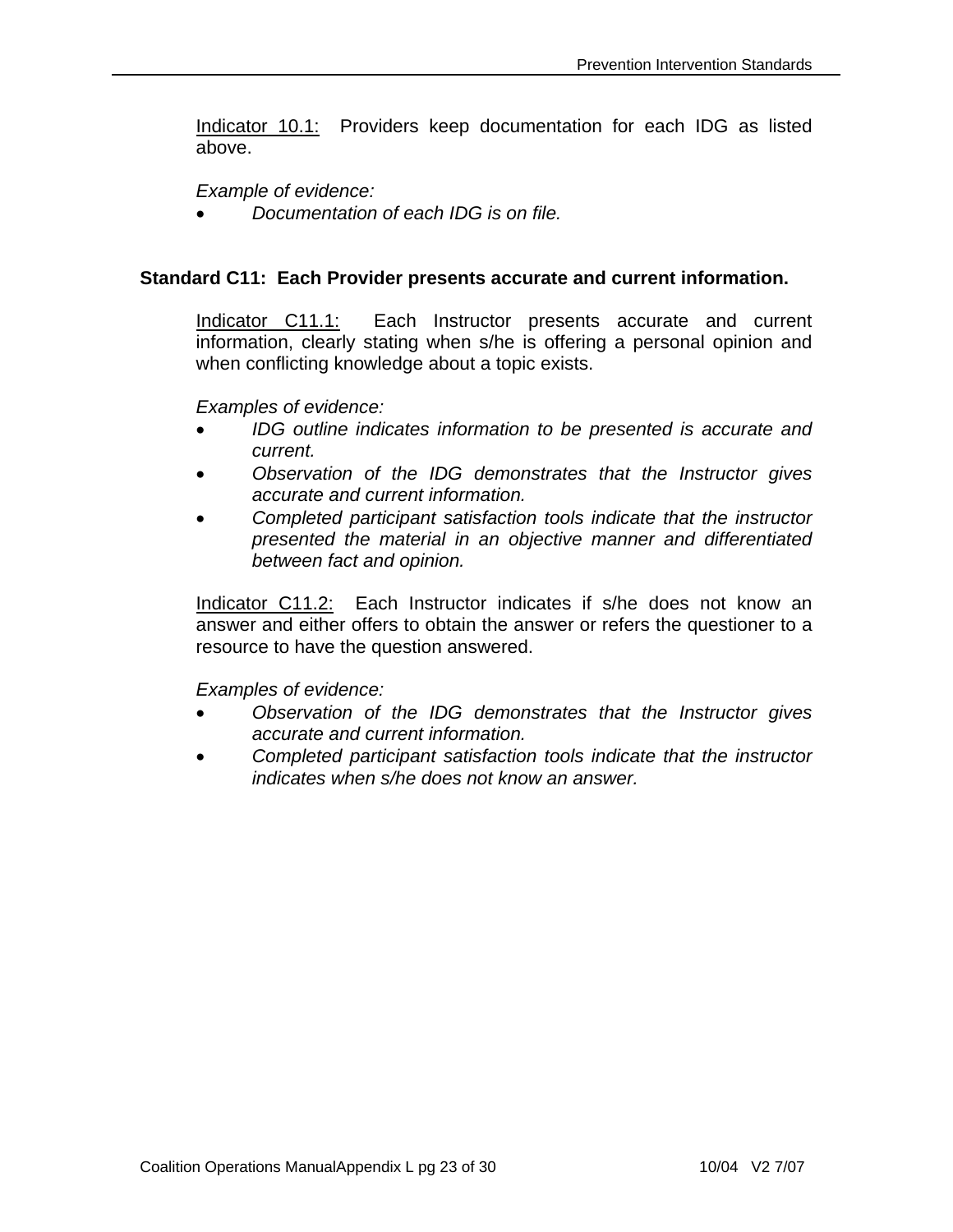<u>Indicator 10.1:</u> Providers keep documentation for each IDG as listed above.

*Example of evidence:*

- *Documentation of each IDG is on file.*

**Standard C11: Each Provider presents accurate and current information.**

<u>Indicator C11.1:</u> Each Instructor presents accurate and current information, clearly stating when s/he is offering a personal opinion and when conflicting knowledge about a topic exists.

*Examples of evidence:*

- *IDG outline indicates information to be presented is accurate and current.*
- *Observation of the IDG demonstrates that the Instructor gives accurate and current information.*
- *Completed participant satisfaction tools indicate that the instructor presented the material in an objective manner and differentiated between fact and opinion.*

<u>Indicator C11.2:</u> Each Instructor indicates if s/he does not know an answer and either offers to obtain the answer or refers the questioner to a resource to have the question answered.

*Examples of evidence:*

- *Observation of the IDG demonstrates that the Instructor gives accurate and current information.*
- *Completed participant satisfaction tools indicate that the instructor indicates when s/he does not know an answer.*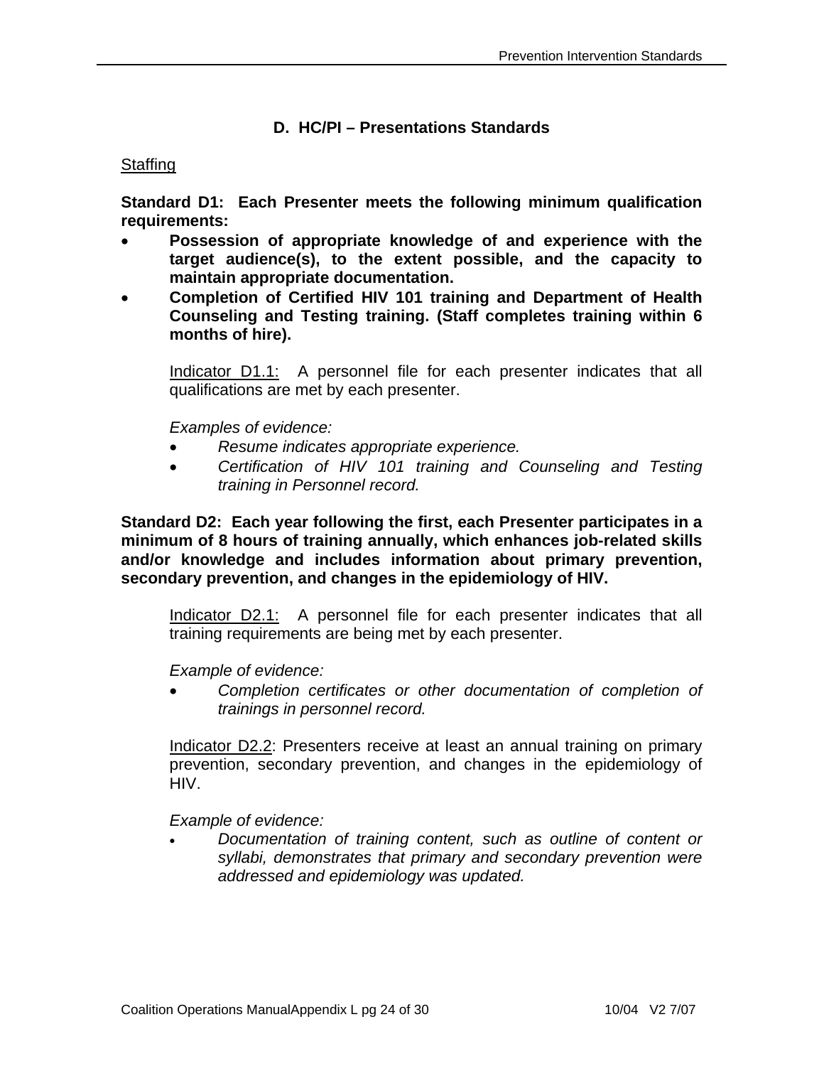## D. HC/PI – Presentations Standards

Staffing

**Standard D1: Each Presenter meets the following minimum qualification requirements:**

- **Possession of appropriate knowledge of and experience with the target audience(s), to the extent possible, and the capacity to maintain appropriate documentation.**
- **Completion of Certified HIV 101 training and Department of Health Counseling and Testing training. (Staff completes training within 6 months of hire).**

Indicator D1.1: A personnel file for each presenter indicates that all qualifications are met by each presenter.

*Examples of evidence:*

- *Resume indicates appropriate experience.*
- *Certification of HIV 101 training and Counseling and Testing training in Personnel record.*

**Standard D2: Each year following the first, each Presenter participates in a minimum of 8 hours of training annually, which enhances job-related skills and/or knowledge and includes information about primary prevention, secondary prevention, and changes in the epidemiology of HIV.**

Indicator D2.1: A personnel file for each presenter indicates that all training requirements are being met by each presenter.

*Example of evidence:*

- *Completion certificates or other documentation of completion of trainings in personnel record.*

Indicator D2.2: Presenters receive at least an annual training on primary prevention, secondary prevention, and changes in the epidemiology of HIV.

*Example of evidence:*

- *Documentation of training content, such as outline of content or syllabi, demonstrates that primary and secondary prevention were addressed and epidemiology was updated.*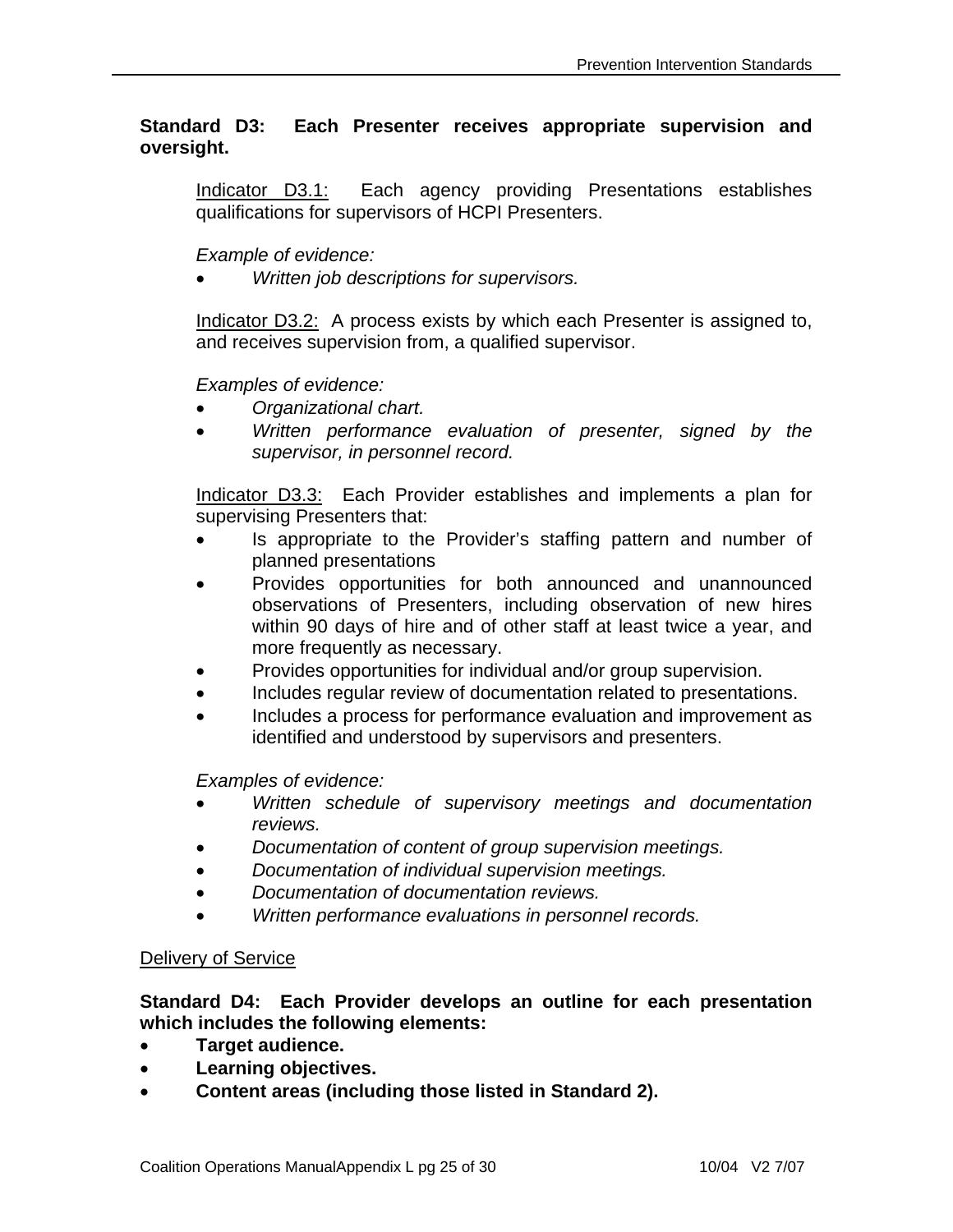**Standard D3: Each Presenter receives appropriate supervision and oversight.**

Indicator D3.1: Each agency providing Presentations establishes qualifications for supervisors of HCPI Presenters.

*Example of evidence:*

- *Written job descriptions for supervisors.*

Indicator D3.2: A process exists by which each Presenter is assigned to, and receives supervision from, a qualified supervisor.

*Examples of evidence:*

- *Organizational chart.*
- *Written performance evaluation of presenter, signed by the supervisor, in personnel record.*

Indicator D3.3: Each Provider establishes and implements a plan for supervising Presenters that:

- Is appropriate to the Provider's staffing pattern and number of planned presentations
- Provides opportunities for both announced and unannounced observations of Presenters, including observation of new hires within 90 days of hire and of other staff at least twice a year, and more frequently as necessary.
- Provides opportunities for individual and/or group supervision.
- Includes regular review of documentation related to presentations.
- Includes a process for performance evaluation and improvement as identified and understood by supervisors and presenters.

*Examples of evidence:*

- *Written schedule of supervisory meetings and documentation reviews.*
- *Documentation of content of group supervision meetings.*
- *Documentation of individual supervision meetings.*
- *Documentation of documentation reviews.*
- *Written performance evaluations in personnel records.*

Delivery of Service

**Standard D4: Each Provider develops an outline for each presentation which includes the following elements:**

- **Target audience.**
- **Learning objectives.**
- **Content areas (including those listed in Standard 2).**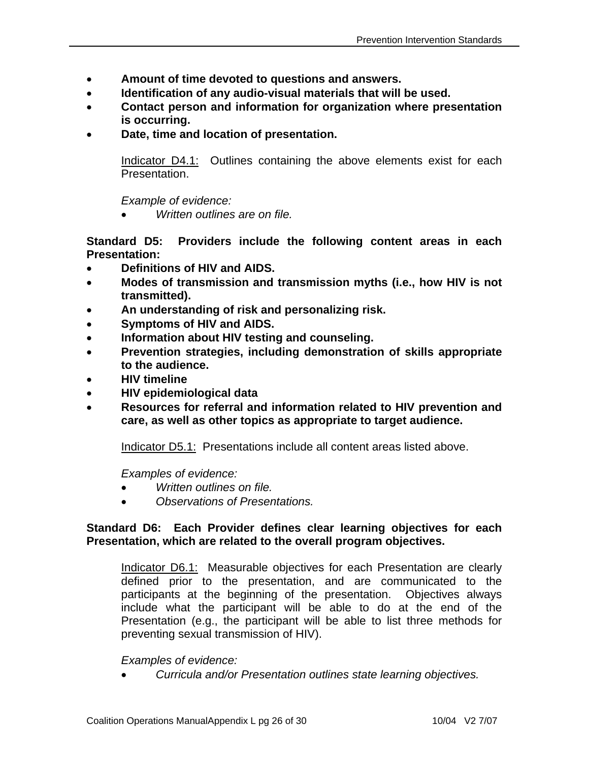- **Amount of time devoted to questions and answers.**
- **Identification of any audio-visual materials that will be used.**
- **Contact person and information for organization where presentation is occurring.**
- **Date, time and location of presentation.**

Indicator D4.1: Outlines containing the above elements exist for each Presentation.

*Example of evidence:*

- *Written outlines are on file.*

**Standard D5: Providers include the following content areas in each Presentation:**

- **Definitions of HIV and AIDS.**
- **Modes of transmission and transmission myths (i.e., how HIV is not transmitted).**
- **An understanding of risk and personalizing risk.**
- **Symptoms of HIV and AIDS.**
- **Information about HIV testing and counseling.**
- **Prevention strategies, including demonstration of skills appropriate to the audience.**
- **HIV timeline**
- **HIV epidemiological data**
- **Resources for referral and information related to HIV prevention and care, as well as other topics as appropriate to target audience.**

Indicator D5.1: Presentations include all content areas listed above.

*Examples of evidence:*

- *Written outlines on file.*
- *Observations of Presentations.*

**Standard D6: Each Provider defines clear learning objectives for each Presentation, which are related to the overall program objectives.**

Indicator D6.1: Measurable objectives for each Presentation are clearly defined prior to the presentation, and are communicated to the participants at the beginning of the presentation. Objectives always include what the participant will be able to do at the end of the Presentation (e.g., the participant will be able to list three methods for preventing sexual transmission of HIV).

*Examples of evidence:*

- *Curricula and/or Presentation outlines state learning objectives.*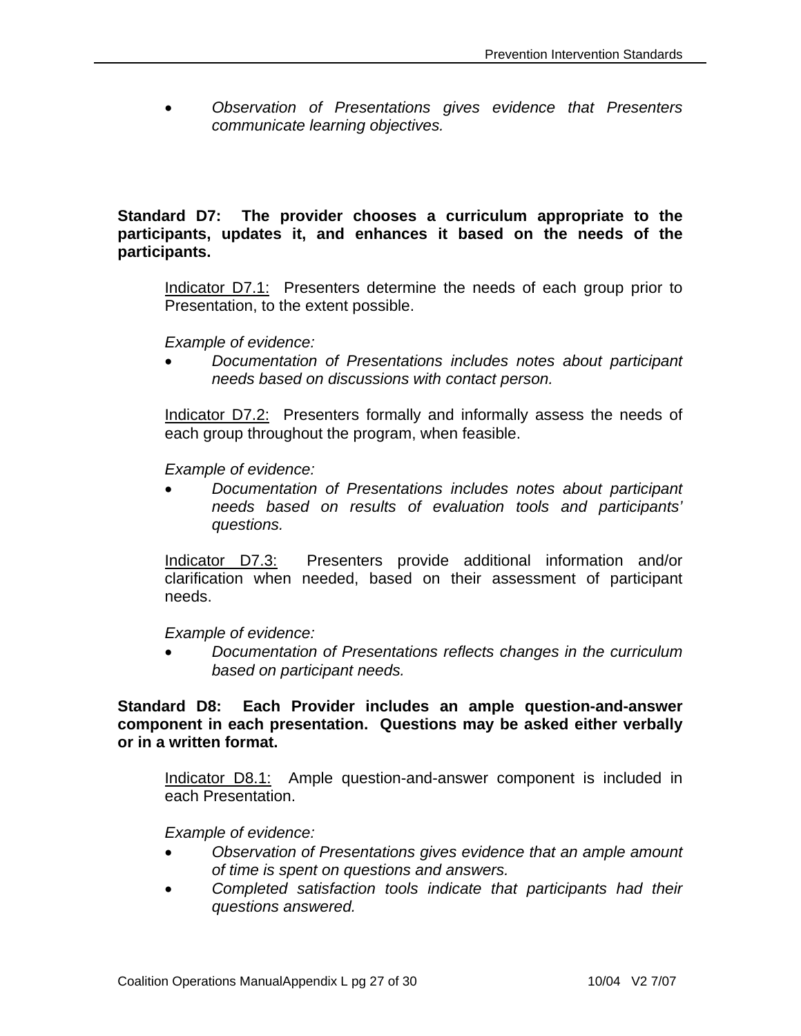- *Observation of Presentations gives evidence that Presenters communicate learning objectives.*

**Standard D7: The provider chooses a curriculum appropriate to the participants, updates it, and enhances it based on the needs of the participants.**

Indicator D7.1: Presenters determine the needs of each group prior to Presentation, to the extent possible.

*Example of evidence:*

- *Documentation of Presentations includes notes about participant needs based on discussions with contact person.*

Indicator D7.2: Presenters formally and informally assess the needs of each group throughout the program, when feasible.

*Example of evidence:*

- *Documentation of Presentations includes notes about participant needs based on results of evaluation tools and participants' questions.*

Indicator D7.3: Presenters provide additional information and/or clarification when needed, based on their assessment of participant needs.

*Example of evidence:*

- *Documentation of Presentations reflects changes in the curriculum based on participant needs.*

**Standard D8: Each Provider includes an ample question-and-answer component in each presentation. Questions may be asked either verbally or in a written format.**

Indicator D8.1: Ample question-and-answer component is included in each Presentation.

*Example of evidence:*

- *Observation of Presentations gives evidence that an ample amount of time is spent on questions and answers.*
- *Completed satisfaction tools indicate that participants had their questions answered.*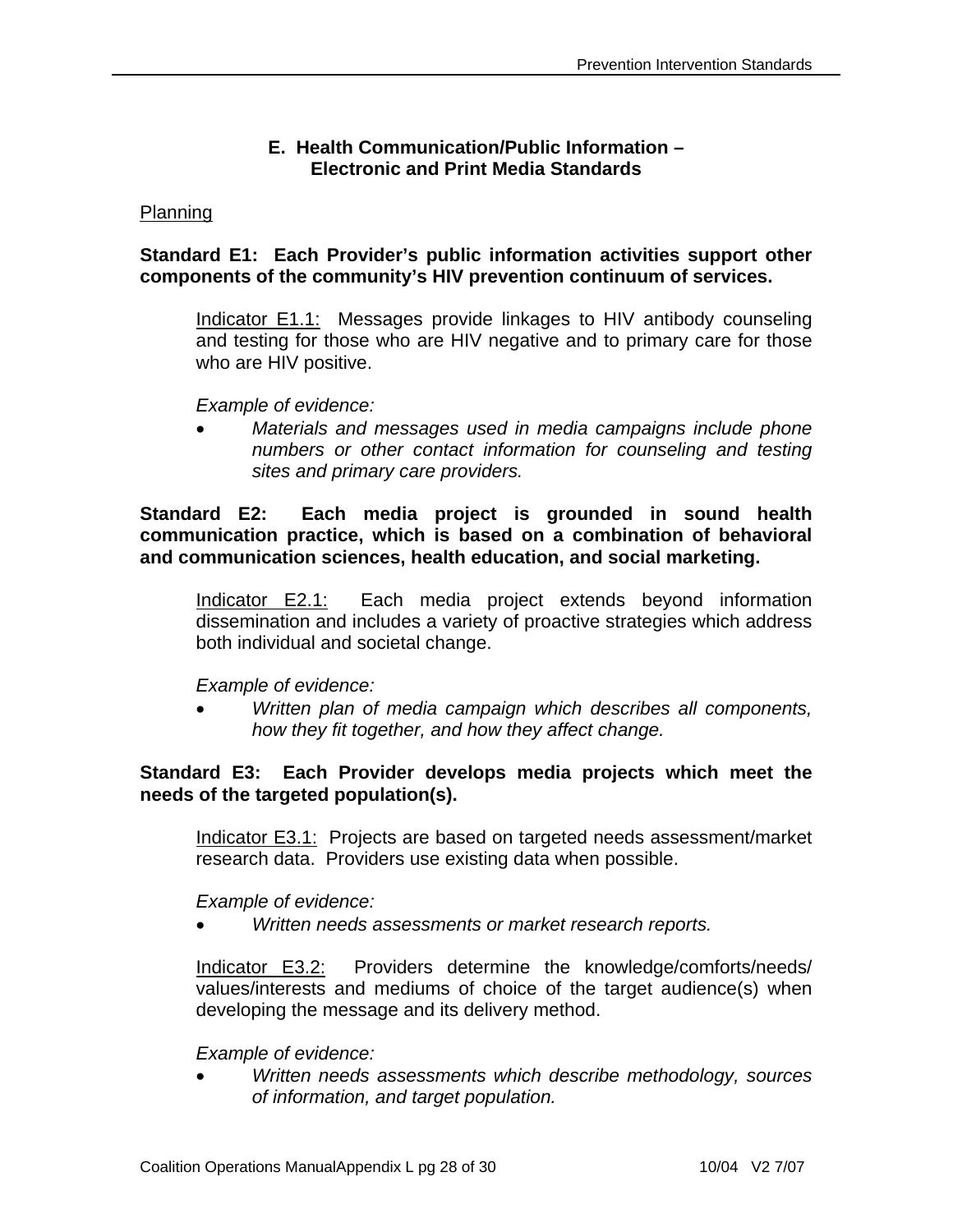## E. Health Communication/Public Information – Electronic and Print Media Standards

Planning

**Standard E1: Each Provider's public information activities support other components of the community's HIV prevention continuum of services.**

Indicator E1.1: Messages provide linkages to HIV antibody counseling and testing for those who are HIV negative and to primary care for those who are HIV positive.

*Example of evidence:*

- *Materials and messages used in media campaigns include phone numbers or other contact information for counseling and testing sites and primary care providers.*

**Standard E2: Each media project is grounded in sound health communication practice, which is based on a combination of behavioral and communication sciences, health education, and social marketing.**

Indicator E2.1: Each media project extends beyond information dissemination and includes a variety of proactive strategies which address both individual and societal change.

*Example of evidence:*

- *Written plan of media campaign which describes all components, how they fit together, and how they affect change.*

**Standard E3: Each Provider develops media projects which meet the needs of the targeted population(s).**

Indicator E3.1: Projects are based on targeted needs assessment/market research data. Providers use existing data when possible.

*Example of evidence:*

- *Written needs assessments or market research reports.*

Indicator E3.2: Providers determine the knowledge/comforts/needs/values/interests and mediums of choice of the target audience(s) when developing the message and its delivery method.

*Example of evidence:*

- *Written needs assessments which describe methodology, sources of information, and target population.*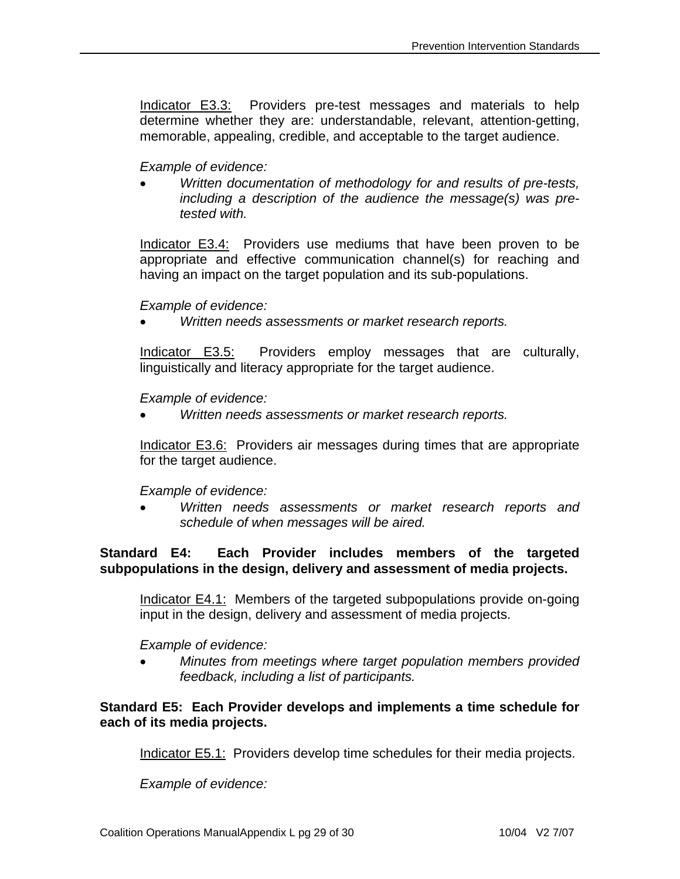Indicator E3.3: Providers pre-test messages and materials to help determine whether they are: understandable, relevant, attention-getting, memorable, appealing, credible, and acceptable to the target audience.

*Example of evidence:*

- *Written documentation of methodology for and results of pre-tests, including a description of the audience the message(s) was pre-tested with.*

Indicator E3.4: Providers use mediums that have been proven to be appropriate and effective communication channel(s) for reaching and having an impact on the target population and its sub-populations.

*Example of evidence:*

- *Written needs assessments or market research reports.*

Indicator E3.5: Providers employ messages that are culturally, linguistically and literacy appropriate for the target audience.

*Example of evidence:*

- *Written needs assessments or market research reports.*

Indicator E3.6: Providers air messages during times that are appropriate for the target audience.

*Example of evidence:*

- *Written needs assessments or market research reports and schedule of when messages will be aired.*

**Standard E4: Each Provider includes members of the targeted subpopulations in the design, delivery and assessment of media projects.**

Indicator E4.1: Members of the targeted subpopulations provide on-going input in the design, delivery and assessment of media projects.

*Example of evidence:*

- *Minutes from meetings where target population members provided feedback, including a list of participants.*

**Standard E5: Each Provider develops and implements a time schedule for each of its media projects.**

Indicator E5.1: Providers develop time schedules for their media projects.

*Example of evidence:*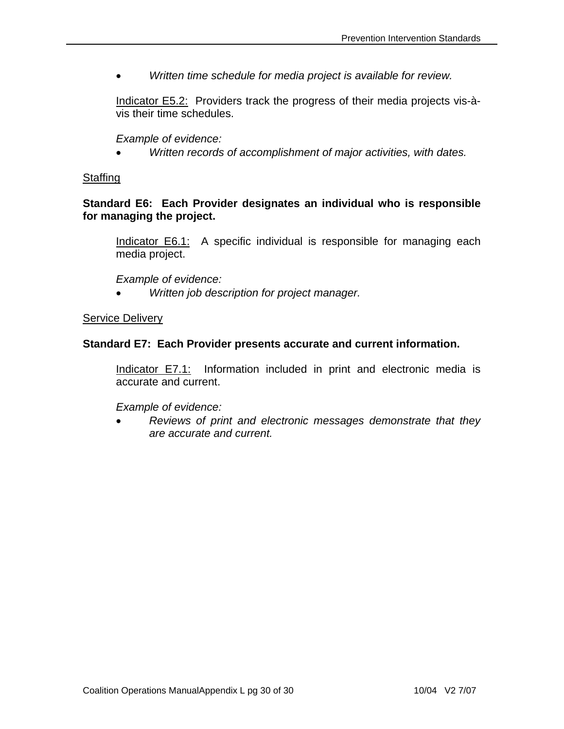- *Written time schedule for media project is available for review.*

Indicator E5.2: Providers track the progress of their media projects vis-à-vis their time schedules.

*Example of evidence:*

- *Written records of accomplishment of major activities, with dates.*

Staffing

**Standard E6: Each Provider designates an individual who is responsible for managing the project.**

Indicator E6.1: A specific individual is responsible for managing each media project.

*Example of evidence:*

- *Written job description for project manager.*

Service Delivery

**Standard E7: Each Provider presents accurate and current information.**

Indicator E7.1: Information included in print and electronic media is accurate and current.

*Example of evidence:*

- *Reviews of print and electronic messages demonstrate that they are accurate and current.*